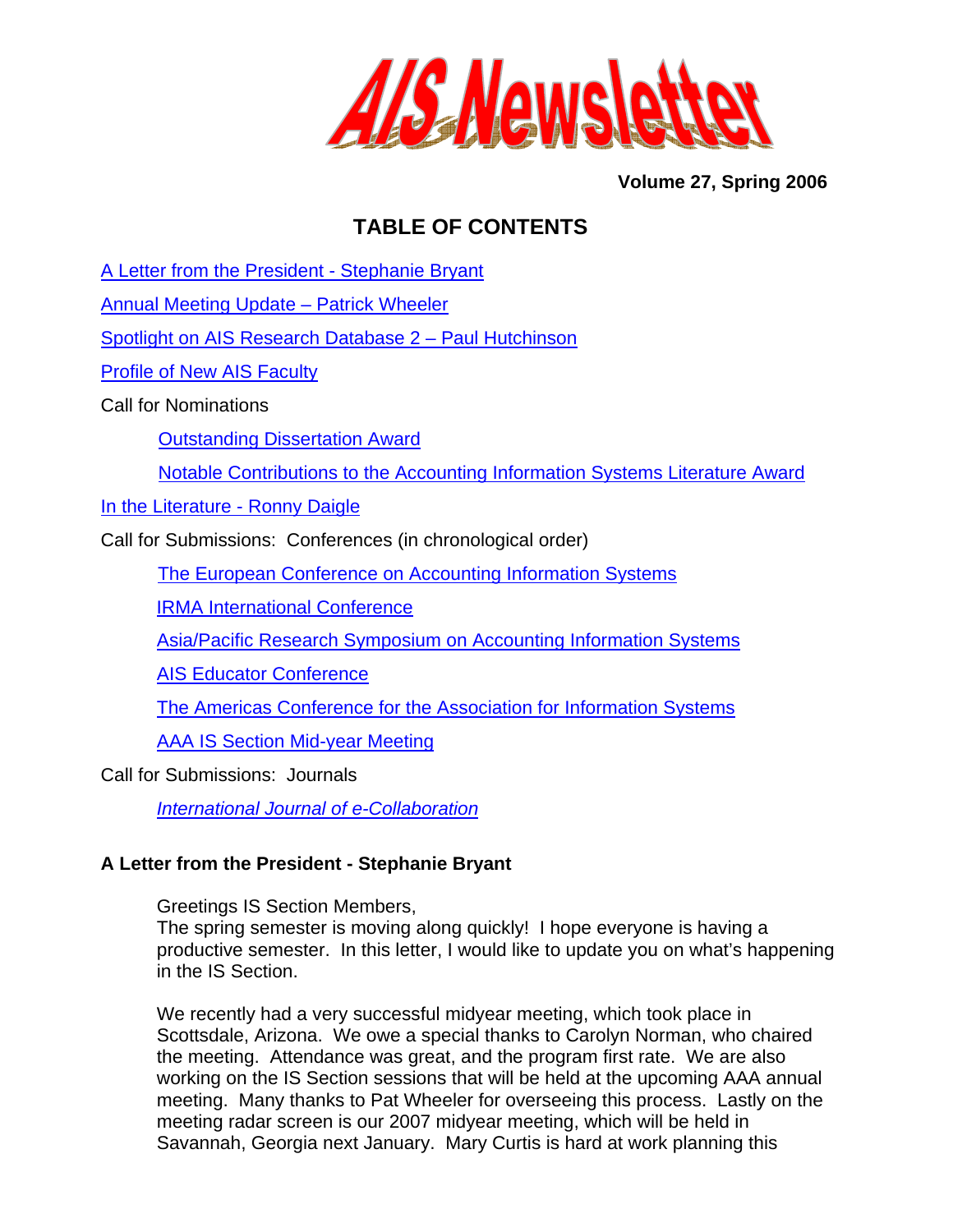# AIS Newsletter

**Volume 27, Spring 2006**

## TABLE OF CONTENTS

A Letter from the President - Stephanie Bryant

Annual Meeting Update – Patrick Wheeler

Spotlight on AIS Research Database 2 – Paul Hutchinson

Profile of New AIS Faculty

Call for Nominations

- Outstanding Dissertation Award
- Notable Contributions to the Accounting Information Systems Literature Award

In the Literature - Ronny Daigle

Call for Submissions: Conferences (in chronological order)

- The European Conference on Accounting Information Systems
- IRMA International Conference
- Asia/Pacific Research Symposium on Accounting Information Systems
- AIS Educator Conference
- The Americas Conference for the Association for Information Systems
- AAA IS Section Mid-year Meeting

Call for Submissions: Journals

- *International Journal of e-Collaboration*

### A Letter from the President - Stephanie Bryant

Greetings IS Section Members,
The spring semester is moving along quickly! I hope everyone is having a productive semester. In this letter, I would like to update you on what's happening in the IS Section.

We recently had a very successful midyear meeting, which took place in Scottsdale, Arizona. We owe a special thanks to Carolyn Norman, who chaired the meeting. Attendance was great, and the program first rate. We are also working on the IS Section sessions that will be held at the upcoming AAA annual meeting. Many thanks to Pat Wheeler for overseeing this process. Lastly on the meeting radar screen is our 2007 midyear meeting, which will be held in Savannah, Georgia next January. Mary Curtis is hard at work planning this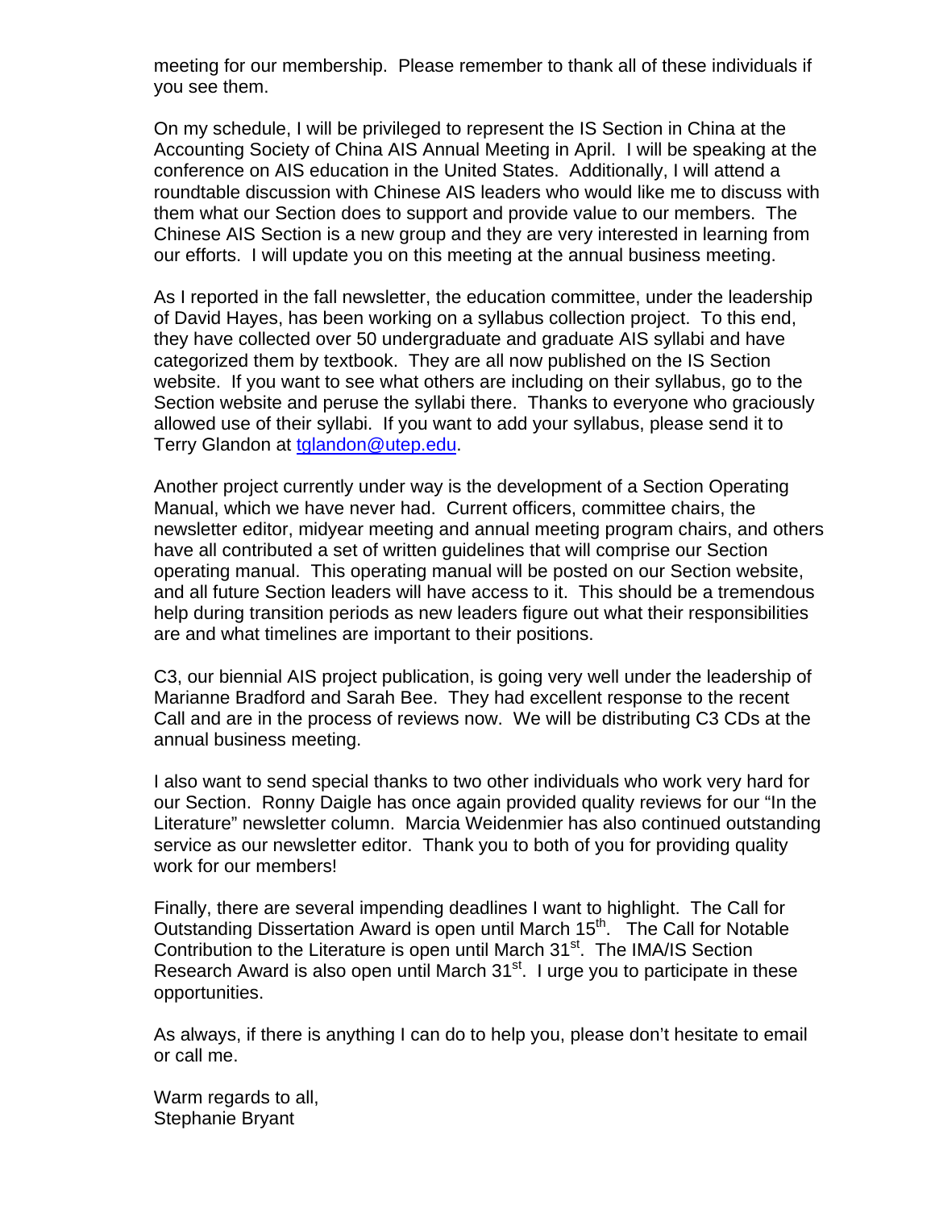meeting for our membership. Please remember to thank all of these individuals if you see them.

On my schedule, I will be privileged to represent the IS Section in China at the Accounting Society of China AIS Annual Meeting in April. I will be speaking at the conference on AIS education in the United States. Additionally, I will attend a roundtable discussion with Chinese AIS leaders who would like me to discuss with them what our Section does to support and provide value to our members. The Chinese AIS Section is a new group and they are very interested in learning from our efforts. I will update you on this meeting at the annual business meeting.

As I reported in the fall newsletter, the education committee, under the leadership of David Hayes, has been working on a syllabus collection project. To this end, they have collected over 50 undergraduate and graduate AIS syllabi and have categorized them by textbook. They are all now published on the IS Section website. If you want to see what others are including on their syllabus, go to the Section website and peruse the syllabi there. Thanks to everyone who graciously allowed use of their syllabi. If you want to add your syllabus, please send it to Terry Glandon at tglandon@utep.edu.

Another project currently under way is the development of a Section Operating Manual, which we have never had. Current officers, committee chairs, the newsletter editor, midyear meeting and annual meeting program chairs, and others have all contributed a set of written guidelines that will comprise our Section operating manual. This operating manual will be posted on our Section website, and all future Section leaders will have access to it. This should be a tremendous help during transition periods as new leaders figure out what their responsibilities are and what timelines are important to their positions.

C3, our biennial AIS project publication, is going very well under the leadership of Marianne Bradford and Sarah Bee. They had excellent response to the recent Call and are in the process of reviews now. We will be distributing C3 CDs at the annual business meeting.

I also want to send special thanks to two other individuals who work very hard for our Section. Ronny Daigle has once again provided quality reviews for our "In the Literature" newsletter column. Marcia Weidenmier has also continued outstanding service as our newsletter editor. Thank you to both of you for providing quality work for our members!

Finally, there are several impending deadlines I want to highlight. The Call for Outstanding Dissertation Award is open until March 15th. The Call for Notable Contribution to the Literature is open until March 31st. The IMA/IS Section Research Award is also open until March 31st. I urge you to participate in these opportunities.

As always, if there is anything I can do to help you, please don't hesitate to email or call me.

Warm regards to all,
Stephanie Bryant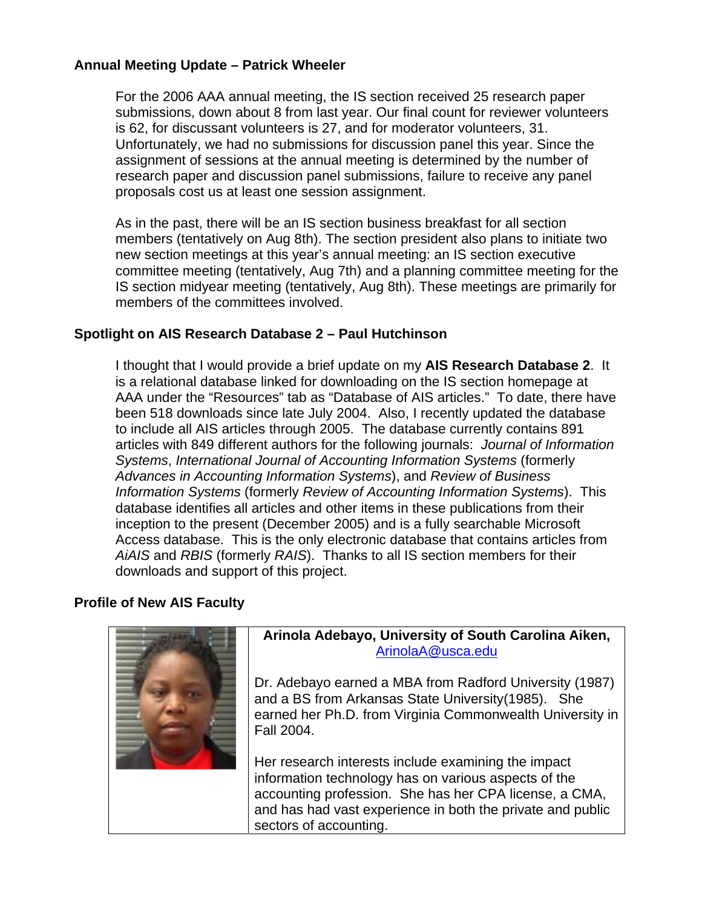### Annual Meeting Update – Patrick Wheeler

For the 2006 AAA annual meeting, the IS section received 25 research paper submissions, down about 8 from last year. Our final count for reviewer volunteers is 62, for discussant volunteers is 27, and for moderator volunteers, 31. Unfortunately, we had no submissions for discussion panel this year. Since the assignment of sessions at the annual meeting is determined by the number of research paper and discussion panel submissions, failure to receive any panel proposals cost us at least one session assignment.

As in the past, there will be an IS section business breakfast for all section members (tentatively on Aug 8th). The section president also plans to initiate two new section meetings at this year's annual meeting: an IS section executive committee meeting (tentatively, Aug 7th) and a planning committee meeting for the IS section midyear meeting (tentatively, Aug 8th). These meetings are primarily for members of the committees involved.

### Spotlight on AIS Research Database 2 – Paul Hutchinson

I thought that I would provide a brief update on my **AIS Research Database 2**. It is a relational database linked for downloading on the IS section homepage at AAA under the "Resources" tab as "Database of AIS articles." To date, there have been 518 downloads since late July 2004. Also, I recently updated the database to include all AIS articles through 2005. The database currently contains 891 articles with 849 different authors for the following journals: *Journal of Information Systems*, *International Journal of Accounting Information Systems* (formerly *Advances in Accounting Information Systems*), and *Review of Business Information Systems* (formerly *Review of Accounting Information Systems*). This database identifies all articles and other items in these publications from their inception to the present (December 2005) and is a fully searchable Microsoft Access database. This is the only electronic database that contains articles from *AiAIS* and *RBIS* (formerly *RAIS*). Thanks to all IS section members for their downloads and support of this project.

### Profile of New AIS Faculty

**Arinola Adebayo, University of South Carolina Aiken,**
ArinolaA@usca.edu

Dr. Adebayo earned a MBA from Radford University (1987) and a BS from Arkansas State University(1985). She earned her Ph.D. from Virginia Commonwealth University in Fall 2004.

Her research interests include examining the impact information technology has on various aspects of the accounting profession. She has her CPA license, a CMA, and has had vast experience in both the private and public sectors of accounting.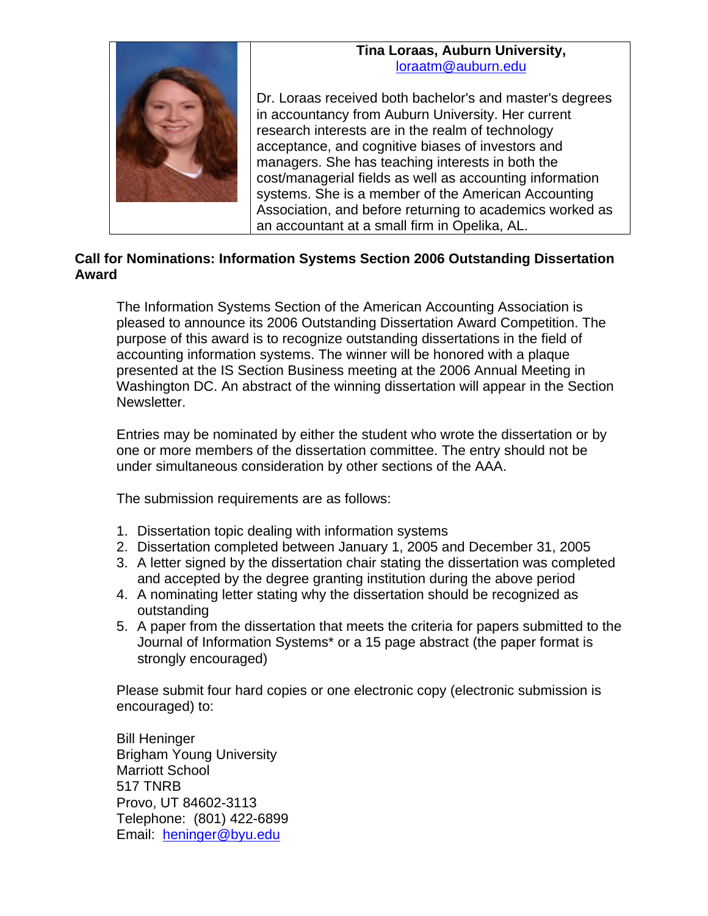**Tina Loraas, Auburn University,**
loraatm@auburn.edu

Dr. Loraas received both bachelor's and master's degrees in accountancy from Auburn University. Her current research interests are in the realm of technology acceptance, and cognitive biases of investors and managers. She has teaching interests in both the cost/managerial fields as well as accounting information systems. She is a member of the American Accounting Association, and before returning to academics worked as an accountant at a small firm in Opelika, AL.

## Call for Nominations: Information Systems Section 2006 Outstanding Dissertation Award

The Information Systems Section of the American Accounting Association is pleased to announce its 2006 Outstanding Dissertation Award Competition. The purpose of this award is to recognize outstanding dissertations in the field of accounting information systems. The winner will be honored with a plaque presented at the IS Section Business meeting at the 2006 Annual Meeting in Washington DC. An abstract of the winning dissertation will appear in the Section Newsletter.

Entries may be nominated by either the student who wrote the dissertation or by one or more members of the dissertation committee. The entry should not be under simultaneous consideration by other sections of the AAA.

The submission requirements are as follows:

1. Dissertation topic dealing with information systems
2. Dissertation completed between January 1, 2005 and December 31, 2005
3. A letter signed by the dissertation chair stating the dissertation was completed and accepted by the degree granting institution during the above period
4. A nominating letter stating why the dissertation should be recognized as outstanding
5. A paper from the dissertation that meets the criteria for papers submitted to the Journal of Information Systems* or a 15 page abstract (the paper format is strongly encouraged)

Please submit four hard copies or one electronic copy (electronic submission is encouraged) to:

Bill Heninger
Brigham Young University
Marriott School
517 TNRB
Provo, UT 84602-3113
Telephone: (801) 422-6899
Email: heninger@byu.edu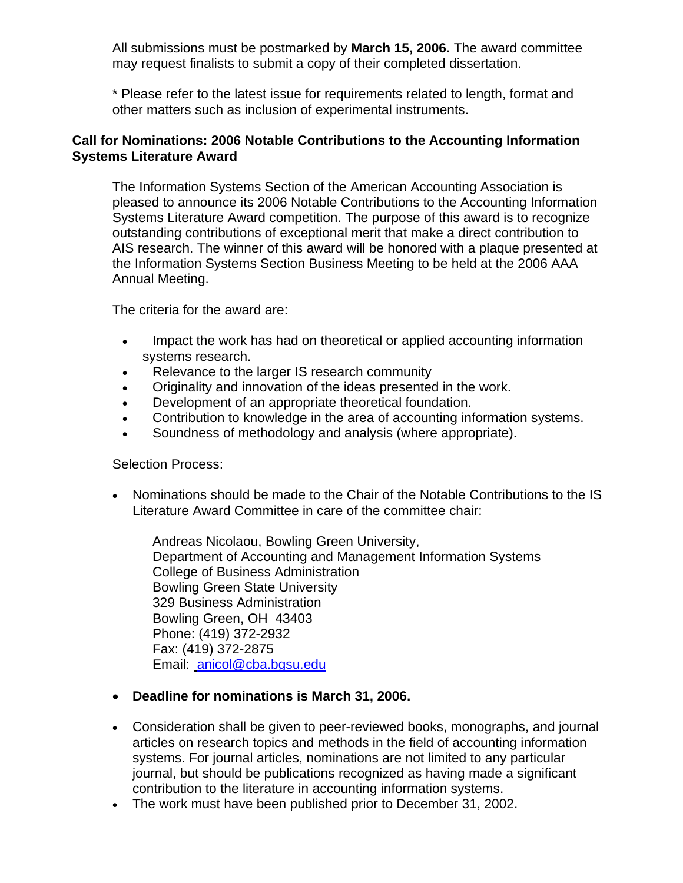All submissions must be postmarked by **March 15, 2006.** The award committee may request finalists to submit a copy of their completed dissertation.

* Please refer to the latest issue for requirements related to length, format and other matters such as inclusion of experimental instruments.

### Call for Nominations: 2006 Notable Contributions to the Accounting Information Systems Literature Award

The Information Systems Section of the American Accounting Association is pleased to announce its 2006 Notable Contributions to the Accounting Information Systems Literature Award competition. The purpose of this award is to recognize outstanding contributions of exceptional merit that make a direct contribution to AIS research. The winner of this award will be honored with a plaque presented at the Information Systems Section Business Meeting to be held at the 2006 AAA Annual Meeting.

The criteria for the award are:

- Impact the work has had on theoretical or applied accounting information systems research.
- Relevance to the larger IS research community
- Originality and innovation of the ideas presented in the work.
- Development of an appropriate theoretical foundation.
- Contribution to knowledge in the area of accounting information systems.
- Soundness of methodology and analysis (where appropriate).

Selection Process:

- Nominations should be made to the Chair of the Notable Contributions to the IS Literature Award Committee in care of the committee chair:

  Andreas Nicolaou, Bowling Green University,
  Department of Accounting and Management Information Systems
  College of Business Administration
  Bowling Green State University
  329 Business Administration
  Bowling Green, OH 43403
  Phone: (419) 372-2932
  Fax: (419) 372-2875
  Email: anicol@cba.bgsu.edu

- **Deadline for nominations is March 31, 2006.**

- Consideration shall be given to peer-reviewed books, monographs, and journal articles on research topics and methods in the field of accounting information systems. For journal articles, nominations are not limited to any particular journal, but should be publications recognized as having made a significant contribution to the literature in accounting information systems.
- The work must have been published prior to December 31, 2002.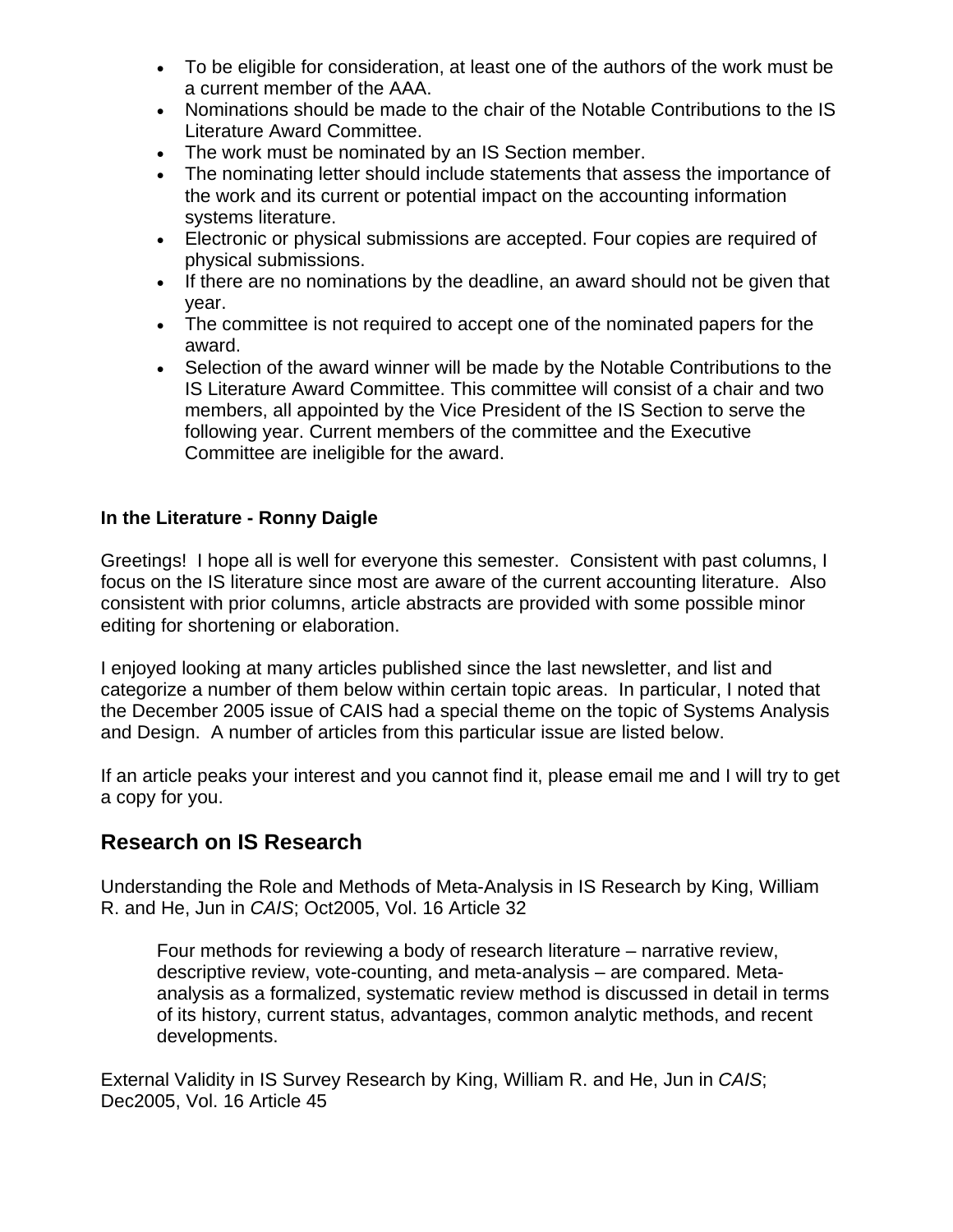- To be eligible for consideration, at least one of the authors of the work must be a current member of the AAA.
- Nominations should be made to the chair of the Notable Contributions to the IS Literature Award Committee.
- The work must be nominated by an IS Section member.
- The nominating letter should include statements that assess the importance of the work and its current or potential impact on the accounting information systems literature.
- Electronic or physical submissions are accepted. Four copies are required of physical submissions.
- If there are no nominations by the deadline, an award should not be given that year.
- The committee is not required to accept one of the nominated papers for the award.
- Selection of the award winner will be made by the Notable Contributions to the IS Literature Award Committee. This committee will consist of a chair and two members, all appointed by the Vice President of the IS Section to serve the following year. Current members of the committee and the Executive Committee are ineligible for the award.

**In the Literature - Ronny Daigle**

Greetings! I hope all is well for everyone this semester. Consistent with past columns, I focus on the IS literature since most are aware of the current accounting literature. Also consistent with prior columns, article abstracts are provided with some possible minor editing for shortening or elaboration.

I enjoyed looking at many articles published since the last newsletter, and list and categorize a number of them below within certain topic areas. In particular, I noted that the December 2005 issue of CAIS had a special theme on the topic of Systems Analysis and Design. A number of articles from this particular issue are listed below.

If an article peaks your interest and you cannot find it, please email me and I will try to get a copy for you.

## Research on IS Research

Understanding the Role and Methods of Meta-Analysis in IS Research by King, William R. and He, Jun in *CAIS*; Oct2005, Vol. 16 Article 32

> Four methods for reviewing a body of research literature – narrative review, descriptive review, vote-counting, and meta-analysis – are compared. Meta-analysis as a formalized, systematic review method is discussed in detail in terms of its history, current status, advantages, common analytic methods, and recent developments.

External Validity in IS Survey Research by King, William R. and He, Jun in *CAIS*; Dec2005, Vol. 16 Article 45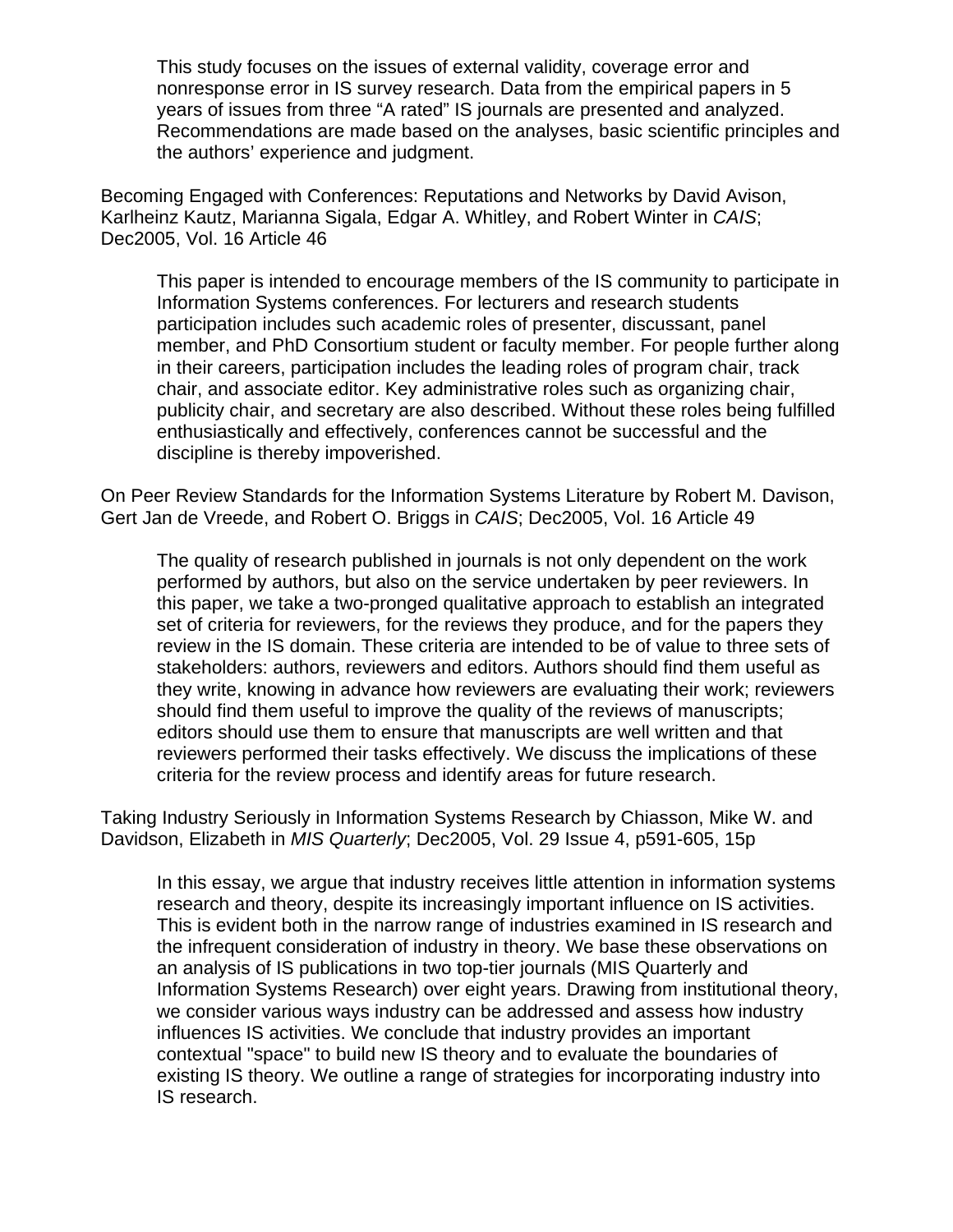This study focuses on the issues of external validity, coverage error and nonresponse error in IS survey research. Data from the empirical papers in 5 years of issues from three "A rated" IS journals are presented and analyzed. Recommendations are made based on the analyses, basic scientific principles and the authors' experience and judgment.

Becoming Engaged with Conferences: Reputations and Networks by David Avison, Karlheinz Kautz, Marianna Sigala, Edgar A. Whitley, and Robert Winter in *CAIS*; Dec2005, Vol. 16 Article 46

> This paper is intended to encourage members of the IS community to participate in Information Systems conferences. For lecturers and research students participation includes such academic roles of presenter, discussant, panel member, and PhD Consortium student or faculty member. For people further along in their careers, participation includes the leading roles of program chair, track chair, and associate editor. Key administrative roles such as organizing chair, publicity chair, and secretary are also described. Without these roles being fulfilled enthusiastically and effectively, conferences cannot be successful and the discipline is thereby impoverished.

On Peer Review Standards for the Information Systems Literature by Robert M. Davison, Gert Jan de Vreede, and Robert O. Briggs in *CAIS*; Dec2005, Vol. 16 Article 49

> The quality of research published in journals is not only dependent on the work performed by authors, but also on the service undertaken by peer reviewers. In this paper, we take a two-pronged qualitative approach to establish an integrated set of criteria for reviewers, for the reviews they produce, and for the papers they review in the IS domain. These criteria are intended to be of value to three sets of stakeholders: authors, reviewers and editors. Authors should find them useful as they write, knowing in advance how reviewers are evaluating their work; reviewers should find them useful to improve the quality of the reviews of manuscripts; editors should use them to ensure that manuscripts are well written and that reviewers performed their tasks effectively. We discuss the implications of these criteria for the review process and identify areas for future research.

Taking Industry Seriously in Information Systems Research by Chiasson, Mike W. and Davidson, Elizabeth in *MIS Quarterly*; Dec2005, Vol. 29 Issue 4, p591-605, 15p

> In this essay, we argue that industry receives little attention in information systems research and theory, despite its increasingly important influence on IS activities. This is evident both in the narrow range of industries examined in IS research and the infrequent consideration of industry in theory. We base these observations on an analysis of IS publications in two top-tier journals (MIS Quarterly and Information Systems Research) over eight years. Drawing from institutional theory, we consider various ways industry can be addressed and assess how industry influences IS activities. We conclude that industry provides an important contextual "space" to build new IS theory and to evaluate the boundaries of existing IS theory. We outline a range of strategies for incorporating industry into IS research.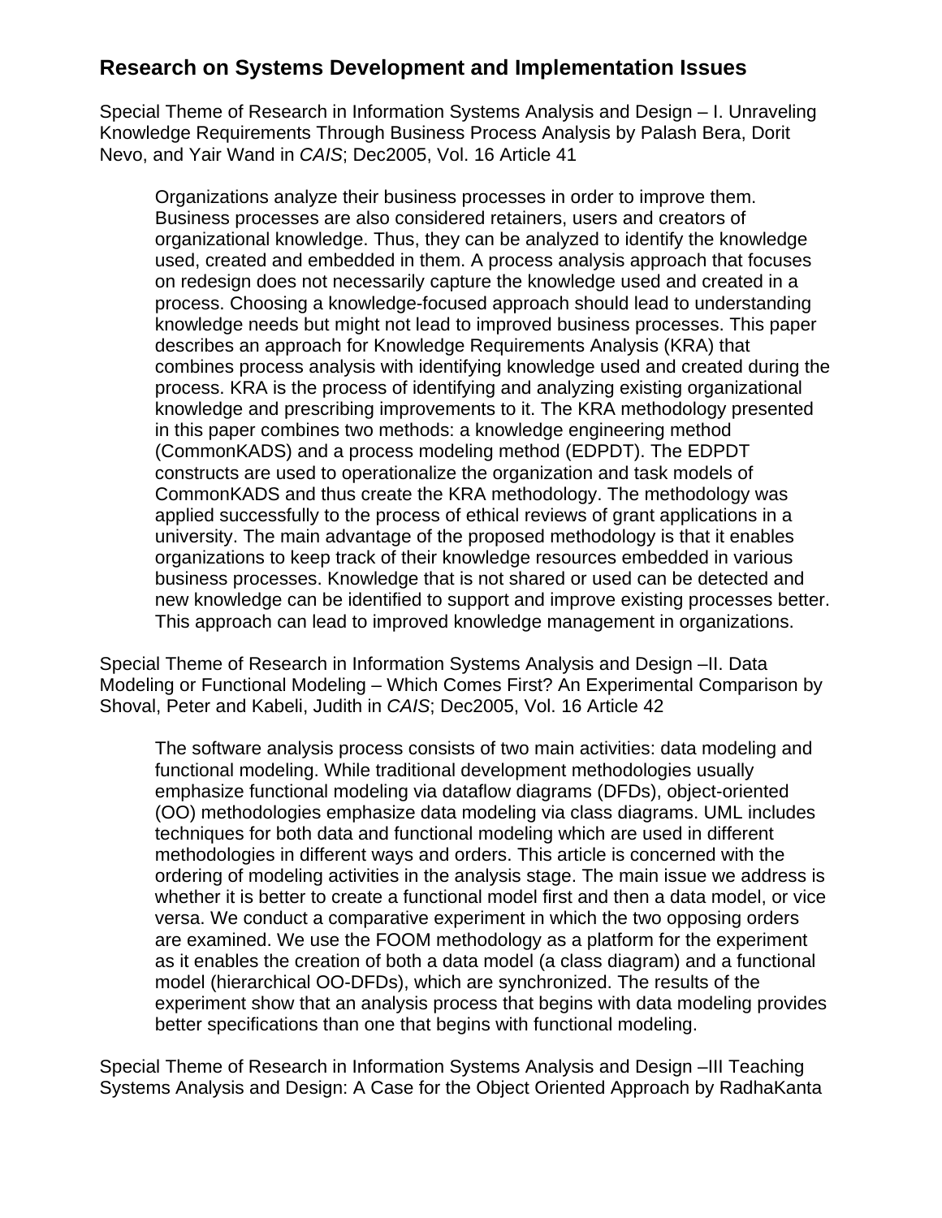## Research on Systems Development and Implementation Issues

Special Theme of Research in Information Systems Analysis and Design – I. Unraveling Knowledge Requirements Through Business Process Analysis by Palash Bera, Dorit Nevo, and Yair Wand in *CAIS*; Dec2005, Vol. 16 Article 41

> Organizations analyze their business processes in order to improve them. Business processes are also considered retainers, users and creators of organizational knowledge. Thus, they can be analyzed to identify the knowledge used, created and embedded in them. A process analysis approach that focuses on redesign does not necessarily capture the knowledge used and created in a process. Choosing a knowledge-focused approach should lead to understanding knowledge needs but might not lead to improved business processes. This paper describes an approach for Knowledge Requirements Analysis (KRA) that combines process analysis with identifying knowledge used and created during the process. KRA is the process of identifying and analyzing existing organizational knowledge and prescribing improvements to it. The KRA methodology presented in this paper combines two methods: a knowledge engineering method (CommonKADS) and a process modeling method (EDPDT). The EDPDT constructs are used to operationalize the organization and task models of CommonKADS and thus create the KRA methodology. The methodology was applied successfully to the process of ethical reviews of grant applications in a university. The main advantage of the proposed methodology is that it enables organizations to keep track of their knowledge resources embedded in various business processes. Knowledge that is not shared or used can be detected and new knowledge can be identified to support and improve existing processes better. This approach can lead to improved knowledge management in organizations.

Special Theme of Research in Information Systems Analysis and Design –II. Data Modeling or Functional Modeling – Which Comes First? An Experimental Comparison by Shoval, Peter and Kabeli, Judith in *CAIS*; Dec2005, Vol. 16 Article 42

> The software analysis process consists of two main activities: data modeling and functional modeling. While traditional development methodologies usually emphasize functional modeling via dataflow diagrams (DFDs), object-oriented (OO) methodologies emphasize data modeling via class diagrams. UML includes techniques for both data and functional modeling which are used in different methodologies in different ways and orders. This article is concerned with the ordering of modeling activities in the analysis stage. The main issue we address is whether it is better to create a functional model first and then a data model, or vice versa. We conduct a comparative experiment in which the two opposing orders are examined. We use the FOOM methodology as a platform for the experiment as it enables the creation of both a data model (a class diagram) and a functional model (hierarchical OO-DFDs), which are synchronized. The results of the experiment show that an analysis process that begins with data modeling provides better specifications than one that begins with functional modeling.

Special Theme of Research in Information Systems Analysis and Design –III Teaching Systems Analysis and Design: A Case for the Object Oriented Approach by RadhaKanta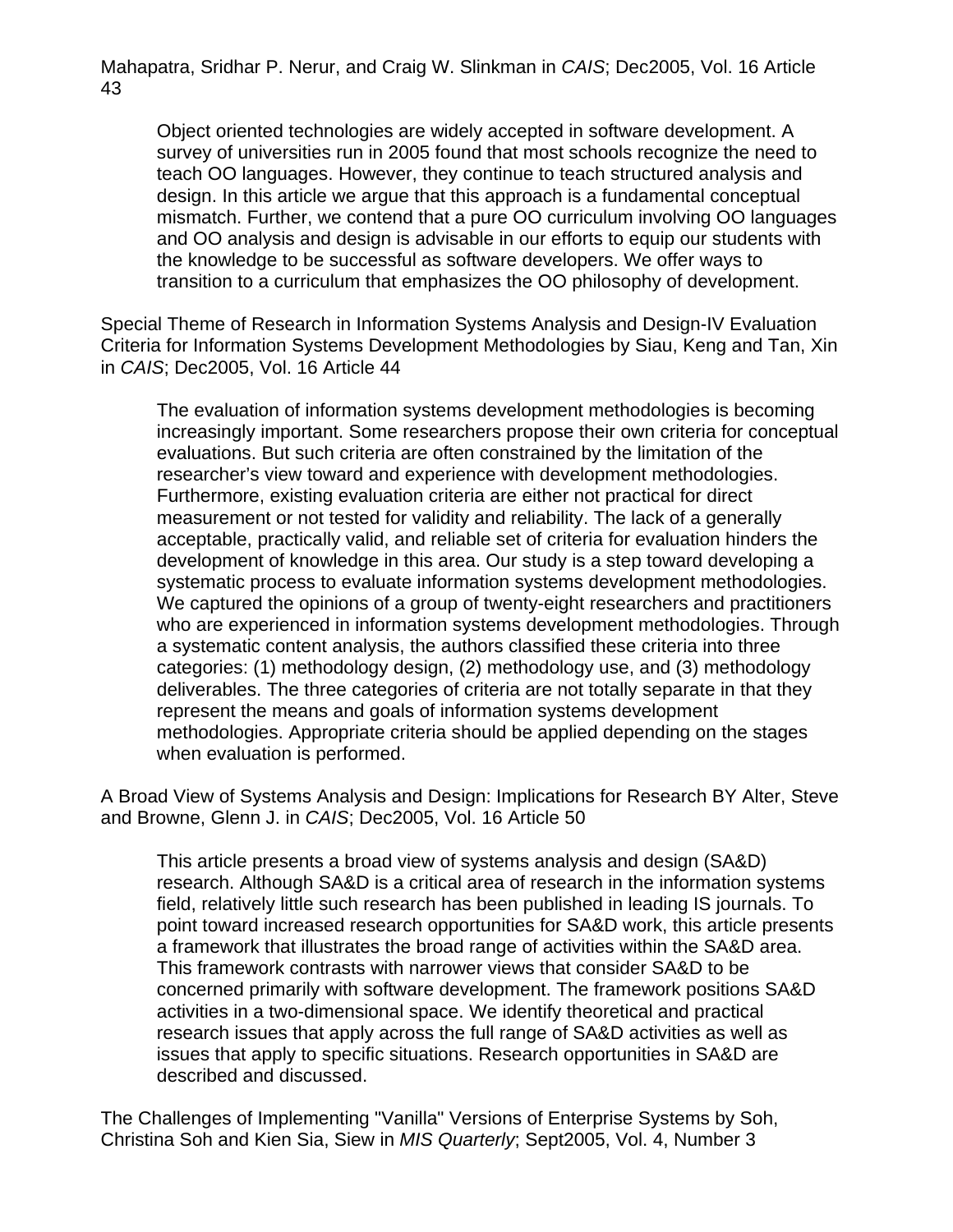Mahapatra, Sridhar P. Nerur, and Craig W. Slinkman in *CAIS*; Dec2005, Vol. 16 Article 43

> Object oriented technologies are widely accepted in software development. A survey of universities run in 2005 found that most schools recognize the need to teach OO languages. However, they continue to teach structured analysis and design. In this article we argue that this approach is a fundamental conceptual mismatch. Further, we contend that a pure OO curriculum involving OO languages and OO analysis and design is advisable in our efforts to equip our students with the knowledge to be successful as software developers. We offer ways to transition to a curriculum that emphasizes the OO philosophy of development.

Special Theme of Research in Information Systems Analysis and Design-IV Evaluation Criteria for Information Systems Development Methodologies by Siau, Keng and Tan, Xin in *CAIS*; Dec2005, Vol. 16 Article 44

> The evaluation of information systems development methodologies is becoming increasingly important. Some researchers propose their own criteria for conceptual evaluations. But such criteria are often constrained by the limitation of the researcher's view toward and experience with development methodologies. Furthermore, existing evaluation criteria are either not practical for direct measurement or not tested for validity and reliability. The lack of a generally acceptable, practically valid, and reliable set of criteria for evaluation hinders the development of knowledge in this area. Our study is a step toward developing a systematic process to evaluate information systems development methodologies. We captured the opinions of a group of twenty-eight researchers and practitioners who are experienced in information systems development methodologies. Through a systematic content analysis, the authors classified these criteria into three categories: (1) methodology design, (2) methodology use, and (3) methodology deliverables. The three categories of criteria are not totally separate in that they represent the means and goals of information systems development methodologies. Appropriate criteria should be applied depending on the stages when evaluation is performed.

A Broad View of Systems Analysis and Design: Implications for Research BY Alter, Steve and Browne, Glenn J. in *CAIS*; Dec2005, Vol. 16 Article 50

> This article presents a broad view of systems analysis and design (SA&D) research. Although SA&D is a critical area of research in the information systems field, relatively little such research has been published in leading IS journals. To point toward increased research opportunities for SA&D work, this article presents a framework that illustrates the broad range of activities within the SA&D area. This framework contrasts with narrower views that consider SA&D to be concerned primarily with software development. The framework positions SA&D activities in a two-dimensional space. We identify theoretical and practical research issues that apply across the full range of SA&D activities as well as issues that apply to specific situations. Research opportunities in SA&D are described and discussed.

The Challenges of Implementing "Vanilla" Versions of Enterprise Systems by Soh, Christina Soh and Kien Sia, Siew in *MIS Quarterly*; Sept2005, Vol. 4, Number 3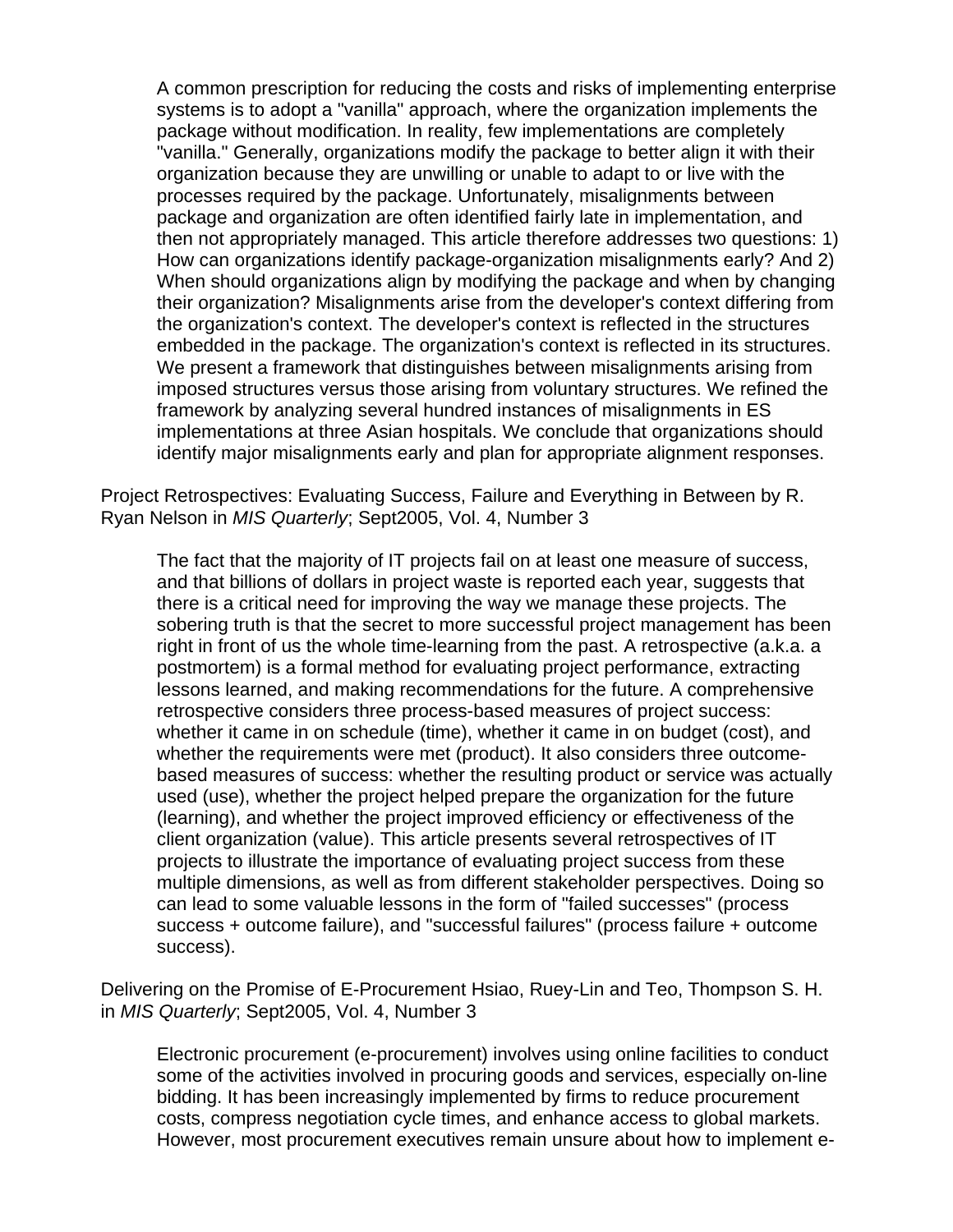A common prescription for reducing the costs and risks of implementing enterprise systems is to adopt a "vanilla" approach, where the organization implements the package without modification. In reality, few implementations are completely "vanilla." Generally, organizations modify the package to better align it with their organization because they are unwilling or unable to adapt to or live with the processes required by the package. Unfortunately, misalignments between package and organization are often identified fairly late in implementation, and then not appropriately managed. This article therefore addresses two questions: 1) How can organizations identify package-organization misalignments early? And 2) When should organizations align by modifying the package and when by changing their organization? Misalignments arise from the developer's context differing from the organization's context. The developer's context is reflected in the structures embedded in the package. The organization's context is reflected in its structures. We present a framework that distinguishes between misalignments arising from imposed structures versus those arising from voluntary structures. We refined the framework by analyzing several hundred instances of misalignments in ES implementations at three Asian hospitals. We conclude that organizations should identify major misalignments early and plan for appropriate alignment responses.

Project Retrospectives: Evaluating Success, Failure and Everything in Between by R. Ryan Nelson in *MIS Quarterly*; Sept2005, Vol. 4, Number 3

> The fact that the majority of IT projects fail on at least one measure of success, and that billions of dollars in project waste is reported each year, suggests that there is a critical need for improving the way we manage these projects. The sobering truth is that the secret to more successful project management has been right in front of us the whole time-learning from the past. A retrospective (a.k.a. a postmortem) is a formal method for evaluating project performance, extracting lessons learned, and making recommendations for the future. A comprehensive retrospective considers three process-based measures of project success: whether it came in on schedule (time), whether it came in on budget (cost), and whether the requirements were met (product). It also considers three outcome-based measures of success: whether the resulting product or service was actually used (use), whether the project helped prepare the organization for the future (learning), and whether the project improved efficiency or effectiveness of the client organization (value). This article presents several retrospectives of IT projects to illustrate the importance of evaluating project success from these multiple dimensions, as well as from different stakeholder perspectives. Doing so can lead to some valuable lessons in the form of "failed successes" (process success + outcome failure), and "successful failures" (process failure + outcome success).

Delivering on the Promise of E-Procurement Hsiao, Ruey-Lin and Teo, Thompson S. H. in *MIS Quarterly*; Sept2005, Vol. 4, Number 3

> Electronic procurement (e-procurement) involves using online facilities to conduct some of the activities involved in procuring goods and services, especially on-line bidding. It has been increasingly implemented by firms to reduce procurement costs, compress negotiation cycle times, and enhance access to global markets. However, most procurement executives remain unsure about how to implement e-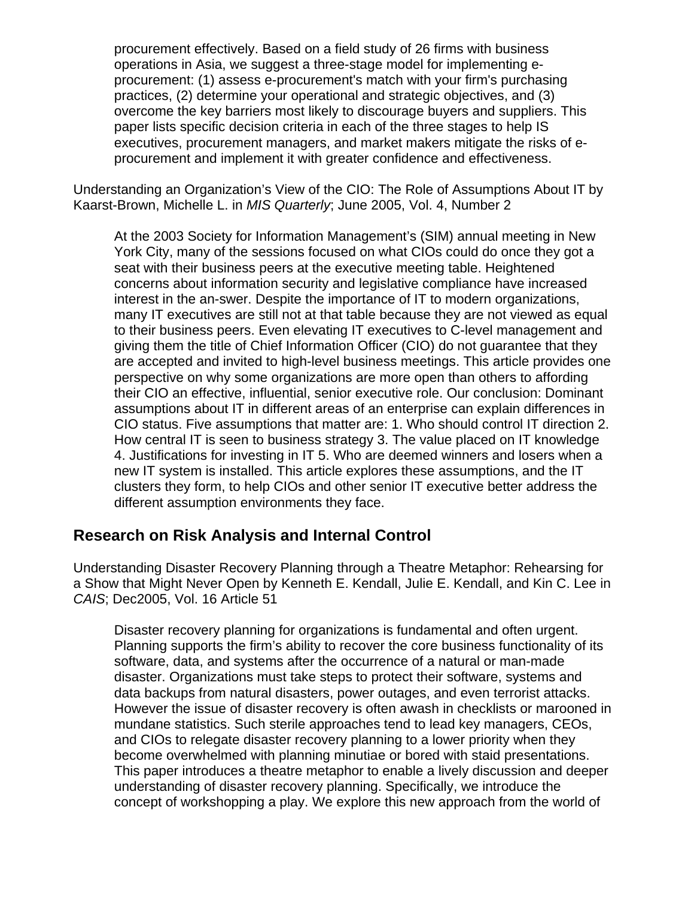procurement effectively. Based on a field study of 26 firms with business operations in Asia, we suggest a three-stage model for implementing e-procurement: (1) assess e-procurement's match with your firm's purchasing practices, (2) determine your operational and strategic objectives, and (3) overcome the key barriers most likely to discourage buyers and suppliers. This paper lists specific decision criteria in each of the three stages to help IS executives, procurement managers, and market makers mitigate the risks of e-procurement and implement it with greater confidence and effectiveness.

Understanding an Organization's View of the CIO: The Role of Assumptions About IT by Kaarst-Brown, Michelle L. in *MIS Quarterly*; June 2005, Vol. 4, Number 2

> At the 2003 Society for Information Management's (SIM) annual meeting in New York City, many of the sessions focused on what CIOs could do once they got a seat with their business peers at the executive meeting table. Heightened concerns about information security and legislative compliance have increased interest in the an-swer. Despite the importance of IT to modern organizations, many IT executives are still not at that table because they are not viewed as equal to their business peers. Even elevating IT executives to C-level management and giving them the title of Chief Information Officer (CIO) do not guarantee that they are accepted and invited to high-level business meetings. This article provides one perspective on why some organizations are more open than others to affording their CIO an effective, influential, senior executive role. Our conclusion: Dominant assumptions about IT in different areas of an enterprise can explain differences in CIO status. Five assumptions that matter are: 1. Who should control IT direction 2. How central IT is seen to business strategy 3. The value placed on IT knowledge 4. Justifications for investing in IT 5. Who are deemed winners and losers when a new IT system is installed. This article explores these assumptions, and the IT clusters they form, to help CIOs and other senior IT executive better address the different assumption environments they face.

## Research on Risk Analysis and Internal Control

Understanding Disaster Recovery Planning through a Theatre Metaphor: Rehearsing for a Show that Might Never Open by Kenneth E. Kendall, Julie E. Kendall, and Kin C. Lee in *CAIS*; Dec2005, Vol. 16 Article 51

> Disaster recovery planning for organizations is fundamental and often urgent. Planning supports the firm's ability to recover the core business functionality of its software, data, and systems after the occurrence of a natural or man-made disaster. Organizations must take steps to protect their software, systems and data backups from natural disasters, power outages, and even terrorist attacks. However the issue of disaster recovery is often awash in checklists or marooned in mundane statistics. Such sterile approaches tend to lead key managers, CEOs, and CIOs to relegate disaster recovery planning to a lower priority when they become overwhelmed with planning minutiae or bored with staid presentations. This paper introduces a theatre metaphor to enable a lively discussion and deeper understanding of disaster recovery planning. Specifically, we introduce the concept of workshopping a play. We explore this new approach from the world of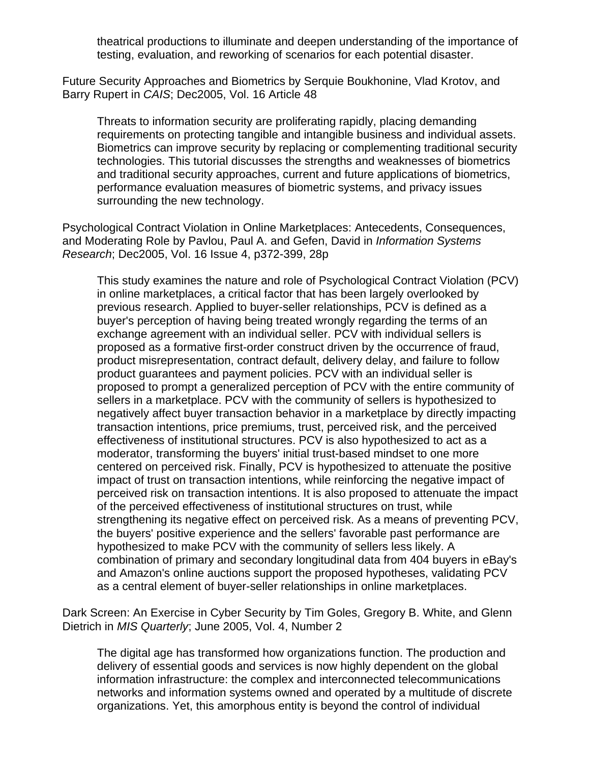theatrical productions to illuminate and deepen understanding of the importance of testing, evaluation, and reworking of scenarios for each potential disaster.

Future Security Approaches and Biometrics by Serquie Boukhonine, Vlad Krotov, and Barry Rupert in *CAIS*; Dec2005, Vol. 16 Article 48

> Threats to information security are proliferating rapidly, placing demanding requirements on protecting tangible and intangible business and individual assets. Biometrics can improve security by replacing or complementing traditional security technologies. This tutorial discusses the strengths and weaknesses of biometrics and traditional security approaches, current and future applications of biometrics, performance evaluation measures of biometric systems, and privacy issues surrounding the new technology.

Psychological Contract Violation in Online Marketplaces: Antecedents, Consequences, and Moderating Role by Pavlou, Paul A. and Gefen, David in *Information Systems Research*; Dec2005, Vol. 16 Issue 4, p372-399, 28p

> This study examines the nature and role of Psychological Contract Violation (PCV) in online marketplaces, a critical factor that has been largely overlooked by previous research. Applied to buyer-seller relationships, PCV is defined as a buyer's perception of having being treated wrongly regarding the terms of an exchange agreement with an individual seller. PCV with individual sellers is proposed as a formative first-order construct driven by the occurrence of fraud, product misrepresentation, contract default, delivery delay, and failure to follow product guarantees and payment policies. PCV with an individual seller is proposed to prompt a generalized perception of PCV with the entire community of sellers in a marketplace. PCV with the community of sellers is hypothesized to negatively affect buyer transaction behavior in a marketplace by directly impacting transaction intentions, price premiums, trust, perceived risk, and the perceived effectiveness of institutional structures. PCV is also hypothesized to act as a moderator, transforming the buyers' initial trust-based mindset to one more centered on perceived risk. Finally, PCV is hypothesized to attenuate the positive impact of trust on transaction intentions, while reinforcing the negative impact of perceived risk on transaction intentions. It is also proposed to attenuate the impact of the perceived effectiveness of institutional structures on trust, while strengthening its negative effect on perceived risk. As a means of preventing PCV, the buyers' positive experience and the sellers' favorable past performance are hypothesized to make PCV with the community of sellers less likely. A combination of primary and secondary longitudinal data from 404 buyers in eBay's and Amazon's online auctions support the proposed hypotheses, validating PCV as a central element of buyer-seller relationships in online marketplaces.

Dark Screen: An Exercise in Cyber Security by Tim Goles, Gregory B. White, and Glenn Dietrich in *MIS Quarterly*; June 2005, Vol. 4, Number 2

> The digital age has transformed how organizations function. The production and delivery of essential goods and services is now highly dependent on the global information infrastructure: the complex and interconnected telecommunications networks and information systems owned and operated by a multitude of discrete organizations. Yet, this amorphous entity is beyond the control of individual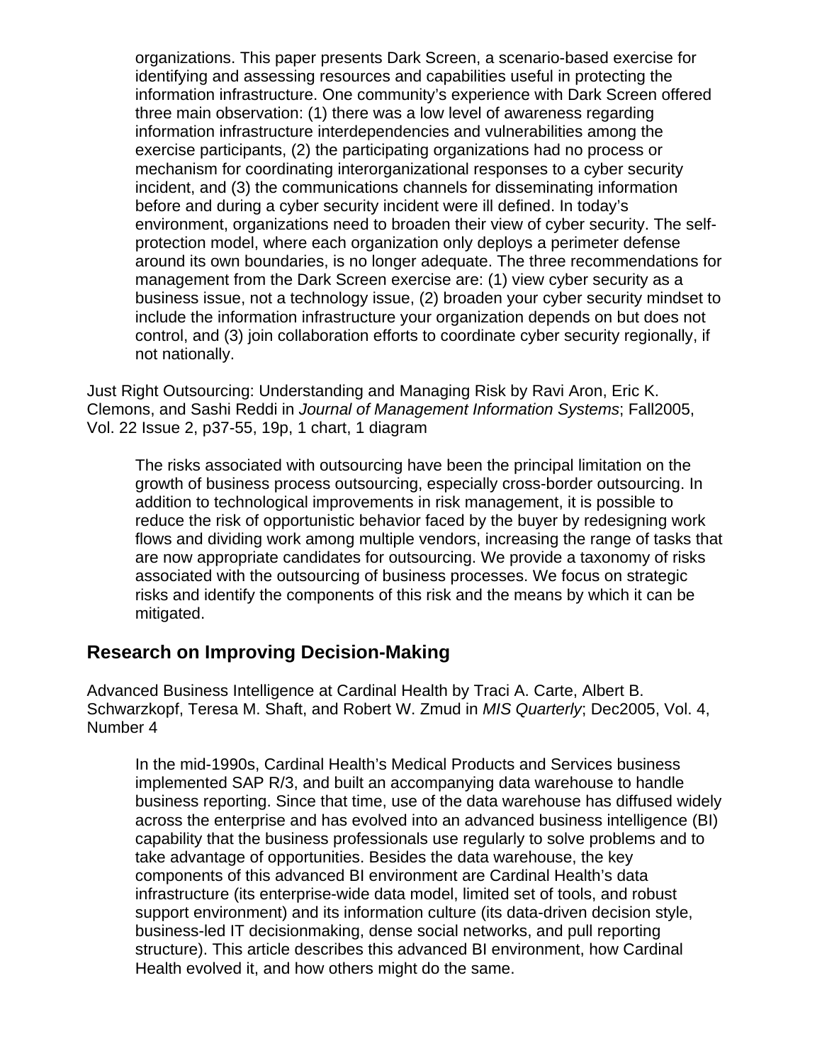organizations. This paper presents Dark Screen, a scenario-based exercise for identifying and assessing resources and capabilities useful in protecting the information infrastructure. One community's experience with Dark Screen offered three main observation: (1) there was a low level of awareness regarding information infrastructure interdependencies and vulnerabilities among the exercise participants, (2) the participating organizations had no process or mechanism for coordinating interorganizational responses to a cyber security incident, and (3) the communications channels for disseminating information before and during a cyber security incident were ill defined. In today's environment, organizations need to broaden their view of cyber security. The self-protection model, where each organization only deploys a perimeter defense around its own boundaries, is no longer adequate. The three recommendations for management from the Dark Screen exercise are: (1) view cyber security as a business issue, not a technology issue, (2) broaden your cyber security mindset to include the information infrastructure your organization depends on but does not control, and (3) join collaboration efforts to coordinate cyber security regionally, if not nationally.

Just Right Outsourcing: Understanding and Managing Risk by Ravi Aron, Eric K. Clemons, and Sashi Reddi in *Journal of Management Information Systems*; Fall2005, Vol. 22 Issue 2, p37-55, 19p, 1 chart, 1 diagram

> The risks associated with outsourcing have been the principal limitation on the growth of business process outsourcing, especially cross-border outsourcing. In addition to technological improvements in risk management, it is possible to reduce the risk of opportunistic behavior faced by the buyer by redesigning work flows and dividing work among multiple vendors, increasing the range of tasks that are now appropriate candidates for outsourcing. We provide a taxonomy of risks associated with the outsourcing of business processes. We focus on strategic risks and identify the components of this risk and the means by which it can be mitigated.

## Research on Improving Decision-Making

Advanced Business Intelligence at Cardinal Health by Traci A. Carte, Albert B. Schwarzkopf, Teresa M. Shaft, and Robert W. Zmud in *MIS Quarterly*; Dec2005, Vol. 4, Number 4

> In the mid-1990s, Cardinal Health's Medical Products and Services business implemented SAP R/3, and built an accompanying data warehouse to handle business reporting. Since that time, use of the data warehouse has diffused widely across the enterprise and has evolved into an advanced business intelligence (BI) capability that the business professionals use regularly to solve problems and to take advantage of opportunities. Besides the data warehouse, the key components of this advanced BI environment are Cardinal Health's data infrastructure (its enterprise-wide data model, limited set of tools, and robust support environment) and its information culture (its data-driven decision style, business-led IT decisionmaking, dense social networks, and pull reporting structure). This article describes this advanced BI environment, how Cardinal Health evolved it, and how others might do the same.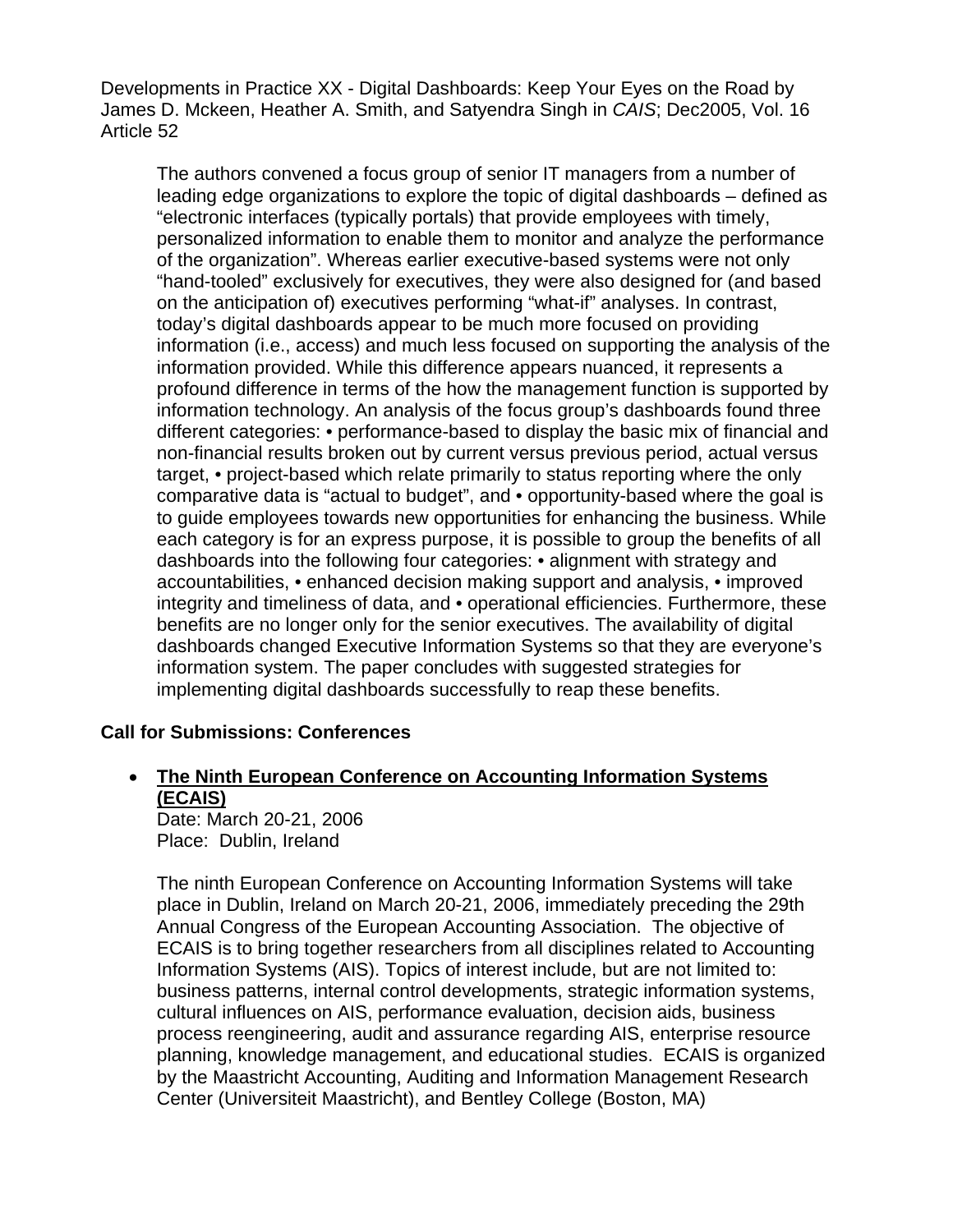Developments in Practice XX - Digital Dashboards: Keep Your Eyes on the Road by James D. Mckeen, Heather A. Smith, and Satyendra Singh in *CAIS*; Dec2005, Vol. 16 Article 52

> The authors convened a focus group of senior IT managers from a number of leading edge organizations to explore the topic of digital dashboards – defined as “electronic interfaces (typically portals) that provide employees with timely, personalized information to enable them to monitor and analyze the performance of the organization”. Whereas earlier executive-based systems were not only “hand-tooled” exclusively for executives, they were also designed for (and based on the anticipation of) executives performing “what-if” analyses. In contrast, today’s digital dashboards appear to be much more focused on providing information (i.e., access) and much less focused on supporting the analysis of the information provided. While this difference appears nuanced, it represents a profound difference in terms of the how the management function is supported by information technology. An analysis of the focus group’s dashboards found three different categories: • performance-based to display the basic mix of financial and non-financial results broken out by current versus previous period, actual versus target, • project-based which relate primarily to status reporting where the only comparative data is “actual to budget”, and • opportunity-based where the goal is to guide employees towards new opportunities for enhancing the business. While each category is for an express purpose, it is possible to group the benefits of all dashboards into the following four categories: • alignment with strategy and accountabilities, • enhanced decision making support and analysis, • improved integrity and timeliness of data, and • operational efficiencies. Furthermore, these benefits are no longer only for the senior executives. The availability of digital dashboards changed Executive Information Systems so that they are everyone’s information system. The paper concludes with suggested strategies for implementing digital dashboards successfully to reap these benefits.

**Call for Submissions: Conferences**

- **The Ninth European Conference on Accounting Information Systems (ECAIS)**
  Date: March 20-21, 2006
  Place: Dublin, Ireland

  The ninth European Conference on Accounting Information Systems will take place in Dublin, Ireland on March 20-21, 2006, immediately preceding the 29th Annual Congress of the European Accounting Association. The objective of ECAIS is to bring together researchers from all disciplines related to Accounting Information Systems (AIS). Topics of interest include, but are not limited to: business patterns, internal control developments, strategic information systems, cultural influences on AIS, performance evaluation, decision aids, business process reengineering, audit and assurance regarding AIS, enterprise resource planning, knowledge management, and educational studies. ECAIS is organized by the Maastricht Accounting, Auditing and Information Management Research Center (Universiteit Maastricht), and Bentley College (Boston, MA)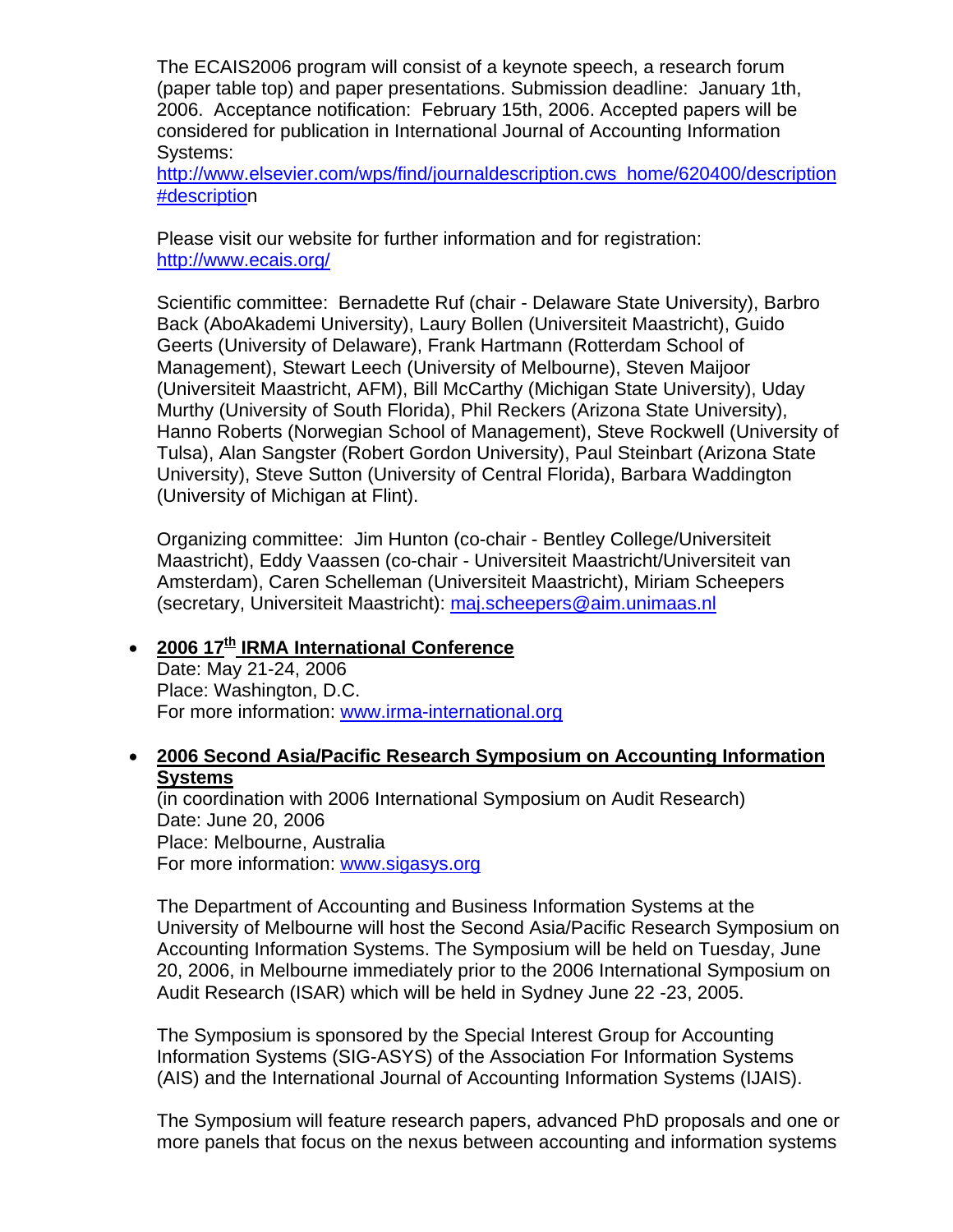The ECAIS2006 program will consist of a keynote speech, a research forum (paper table top) and paper presentations. Submission deadline: January 1th, 2006. Acceptance notification: February 15th, 2006. Accepted papers will be considered for publication in International Journal of Accounting Information Systems: http://www.elsevier.com/wps/find/journaldescription.cws_home/620400/description#description

Please visit our website for further information and for registration: http://www.ecais.org/

Scientific committee: Bernadette Ruf (chair - Delaware State University), Barbro Back (AboAkademi University), Laury Bollen (Universiteit Maastricht), Guido Geerts (University of Delaware), Frank Hartmann (Rotterdam School of Management), Stewart Leech (University of Melbourne), Steven Maijoor (Universiteit Maastricht, AFM), Bill McCarthy (Michigan State University), Uday Murthy (University of South Florida), Phil Reckers (Arizona State University), Hanno Roberts (Norwegian School of Management), Steve Rockwell (University of Tulsa), Alan Sangster (Robert Gordon University), Paul Steinbart (Arizona State University), Steve Sutton (University of Central Florida), Barbara Waddington (University of Michigan at Flint).

Organizing committee: Jim Hunton (co-chair - Bentley College/Universiteit Maastricht), Eddy Vaassen (co-chair - Universiteit Maastricht/Universiteit van Amsterdam), Caren Schelleman (Universiteit Maastricht), Miriam Scheepers (secretary, Universiteit Maastricht): maj.scheepers@aim.unimaas.nl

- **2006 17th IRMA International Conference**
  Date: May 21-24, 2006
  Place: Washington, D.C.
  For more information: www.irma-international.org

- **2006 Second Asia/Pacific Research Symposium on Accounting Information Systems**
  (in coordination with 2006 International Symposium on Audit Research)
  Date: June 20, 2006
  Place: Melbourne, Australia
  For more information: www.sigasys.org

  The Department of Accounting and Business Information Systems at the University of Melbourne will host the Second Asia/Pacific Research Symposium on Accounting Information Systems. The Symposium will be held on Tuesday, June 20, 2006, in Melbourne immediately prior to the 2006 International Symposium on Audit Research (ISAR) which will be held in Sydney June 22 -23, 2005.

  The Symposium is sponsored by the Special Interest Group for Accounting Information Systems (SIG-ASYS) of the Association For Information Systems (AIS) and the International Journal of Accounting Information Systems (IJAIS).

  The Symposium will feature research papers, advanced PhD proposals and one or more panels that focus on the nexus between accounting and information systems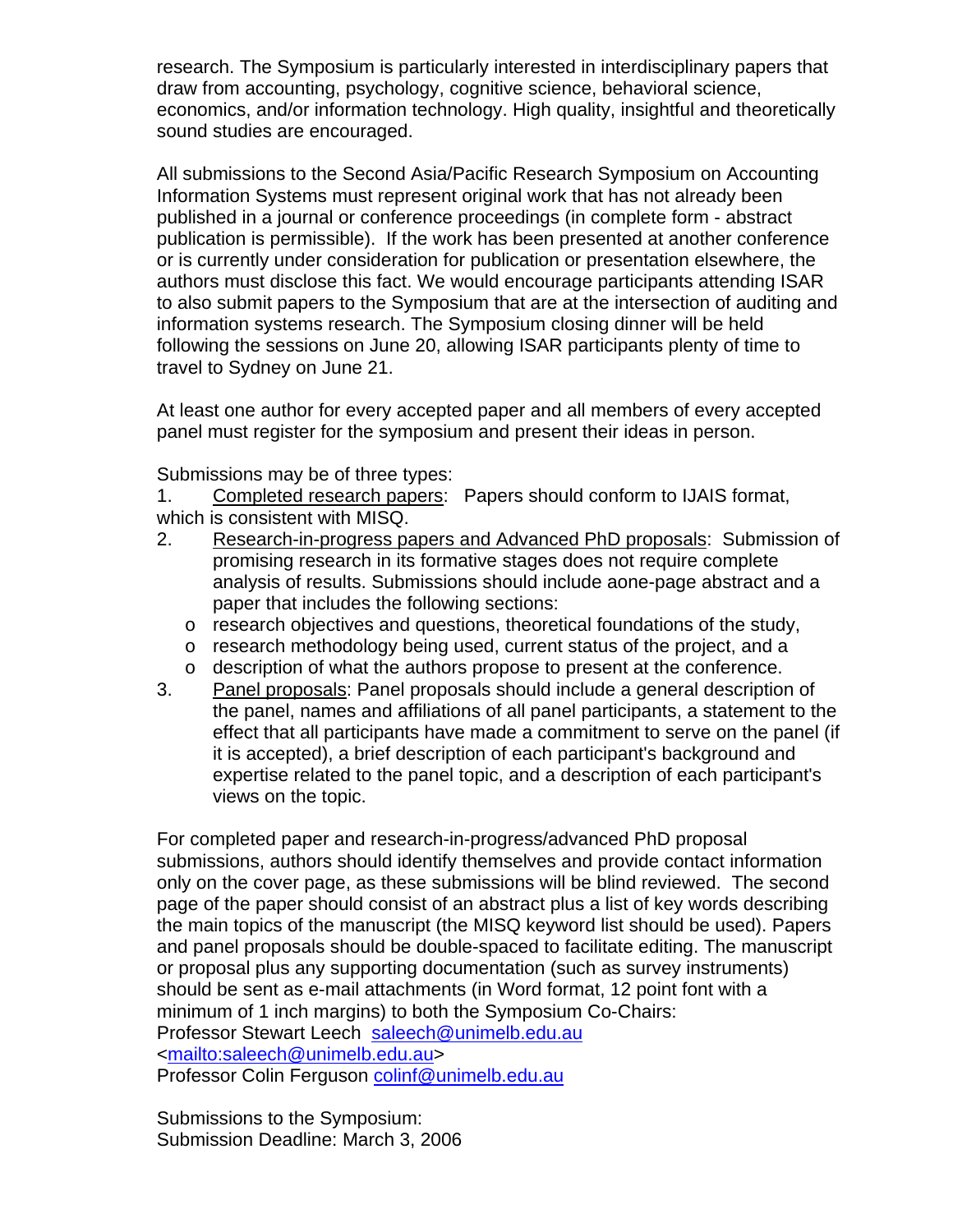research. The Symposium is particularly interested in interdisciplinary papers that draw from accounting, psychology, cognitive science, behavioral science, economics, and/or information technology. High quality, insightful and theoretically sound studies are encouraged.

All submissions to the Second Asia/Pacific Research Symposium on Accounting Information Systems must represent original work that has not already been published in a journal or conference proceedings (in complete form - abstract publication is permissible). If the work has been presented at another conference or is currently under consideration for publication or presentation elsewhere, the authors must disclose this fact. We would encourage participants attending ISAR to also submit papers to the Symposium that are at the intersection of auditing and information systems research. The Symposium closing dinner will be held following the sessions on June 20, allowing ISAR participants plenty of time to travel to Sydney on June 21.

At least one author for every accepted paper and all members of every accepted panel must register for the symposium and present their ideas in person.

Submissions may be of three types:

1. Completed research papers: Papers should conform to IJAIS format, which is consistent with MISQ.
2. Research-in-progress papers and Advanced PhD proposals: Submission of promising research in its formative stages does not require complete analysis of results. Submissions should include aone-page abstract and a paper that includes the following sections:
   - research objectives and questions, theoretical foundations of the study,
   - research methodology being used, current status of the project, and a
   - description of what the authors propose to present at the conference.
3. Panel proposals: Panel proposals should include a general description of the panel, names and affiliations of all panel participants, a statement to the effect that all participants have made a commitment to serve on the panel (if it is accepted), a brief description of each participant's background and expertise related to the panel topic, and a description of each participant's views on the topic.

For completed paper and research-in-progress/advanced PhD proposal submissions, authors should identify themselves and provide contact information only on the cover page, as these submissions will be blind reviewed. The second page of the paper should consist of an abstract plus a list of key words describing the main topics of the manuscript (the MISQ keyword list should be used). Papers and panel proposals should be double-spaced to facilitate editing. The manuscript or proposal plus any supporting documentation (such as survey instruments) should be sent as e-mail attachments (in Word format, 12 point font with a minimum of 1 inch margins) to both the Symposium Co-Chairs:
Professor Stewart Leech saleech@unimelb.edu.au
<mailto:saleech@unimelb.edu.au>
Professor Colin Ferguson colinf@unimelb.edu.au

Submissions to the Symposium:
Submission Deadline: March 3, 2006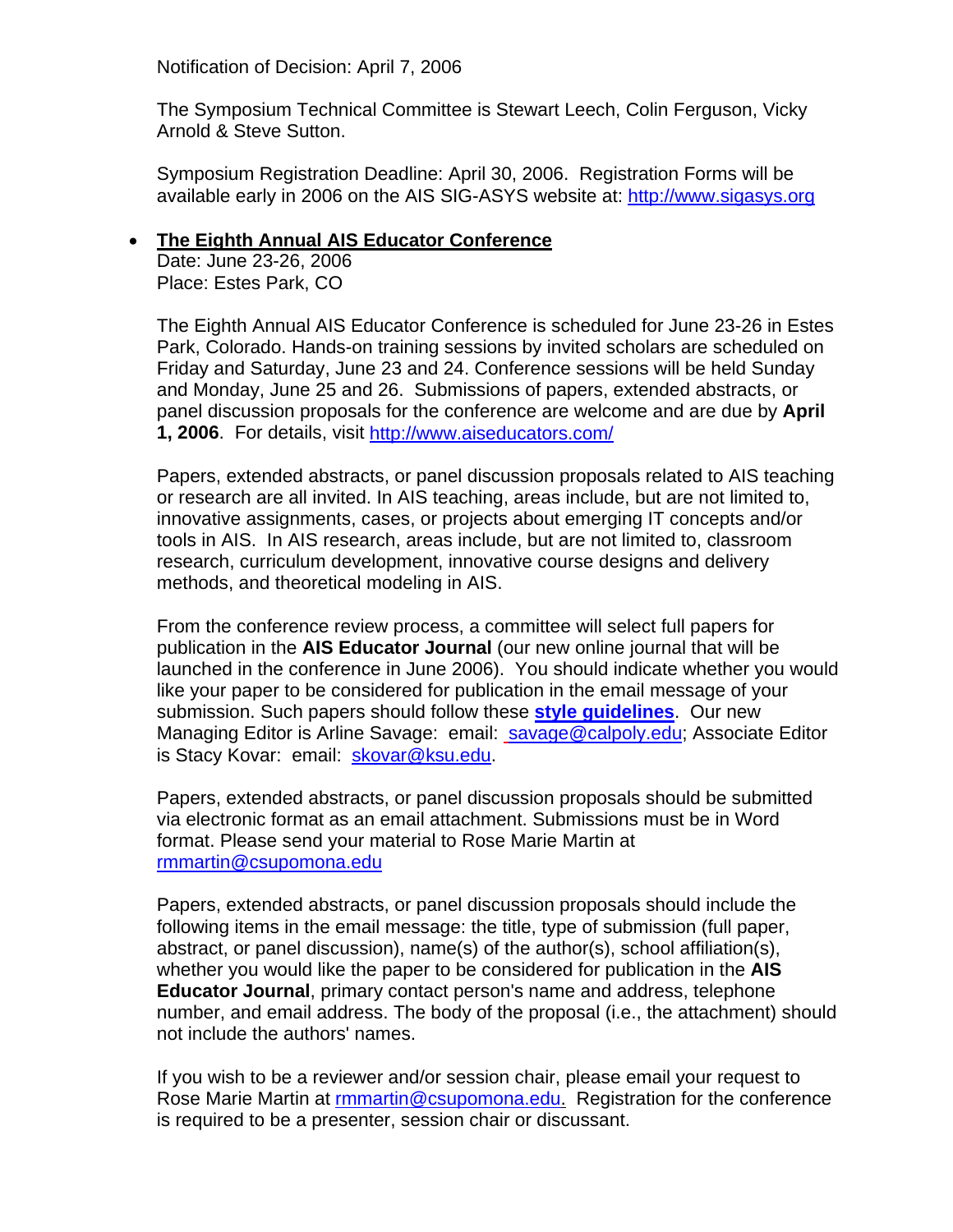Notification of Decision: April 7, 2006

The Symposium Technical Committee is Stewart Leech, Colin Ferguson, Vicky Arnold & Steve Sutton.

Symposium Registration Deadline: April 30, 2006. Registration Forms will be available early in 2006 on the AIS SIG-ASYS website at: http://www.sigasys.org

- **The Eighth Annual AIS Educator Conference**
  Date: June 23-26, 2006
  Place: Estes Park, CO

  The Eighth Annual AIS Educator Conference is scheduled for June 23-26 in Estes Park, Colorado. Hands-on training sessions by invited scholars are scheduled on Friday and Saturday, June 23 and 24. Conference sessions will be held Sunday and Monday, June 25 and 26. Submissions of papers, extended abstracts, or panel discussion proposals for the conference are welcome and are due by **April 1, 2006**. For details, visit http://www.aiseducators.com/

  Papers, extended abstracts, or panel discussion proposals related to AIS teaching or research are all invited. In AIS teaching, areas include, but are not limited to, innovative assignments, cases, or projects about emerging IT concepts and/or tools in AIS. In AIS research, areas include, but are not limited to, classroom research, curriculum development, innovative course designs and delivery methods, and theoretical modeling in AIS.

  From the conference review process, a committee will select full papers for publication in the **AIS Educator Journal** (our new online journal that will be launched in the conference in June 2006). You should indicate whether you would like your paper to be considered for publication in the email message of your submission. Such papers should follow these **style guidelines**. Our new Managing Editor is Arline Savage: email: savage@calpoly.edu; Associate Editor is Stacy Kovar: email: skovar@ksu.edu.

  Papers, extended abstracts, or panel discussion proposals should be submitted via electronic format as an email attachment. Submissions must be in Word format. Please send your material to Rose Marie Martin at rmmartin@csupomona.edu

  Papers, extended abstracts, or panel discussion proposals should include the following items in the email message: the title, type of submission (full paper, abstract, or panel discussion), name(s) of the author(s), school affiliation(s), whether you would like the paper to be considered for publication in the **AIS Educator Journal**, primary contact person's name and address, telephone number, and email address. The body of the proposal (i.e., the attachment) should not include the authors' names.

  If you wish to be a reviewer and/or session chair, please email your request to Rose Marie Martin at rmmartin@csupomona.edu. Registration for the conference is required to be a presenter, session chair or discussant.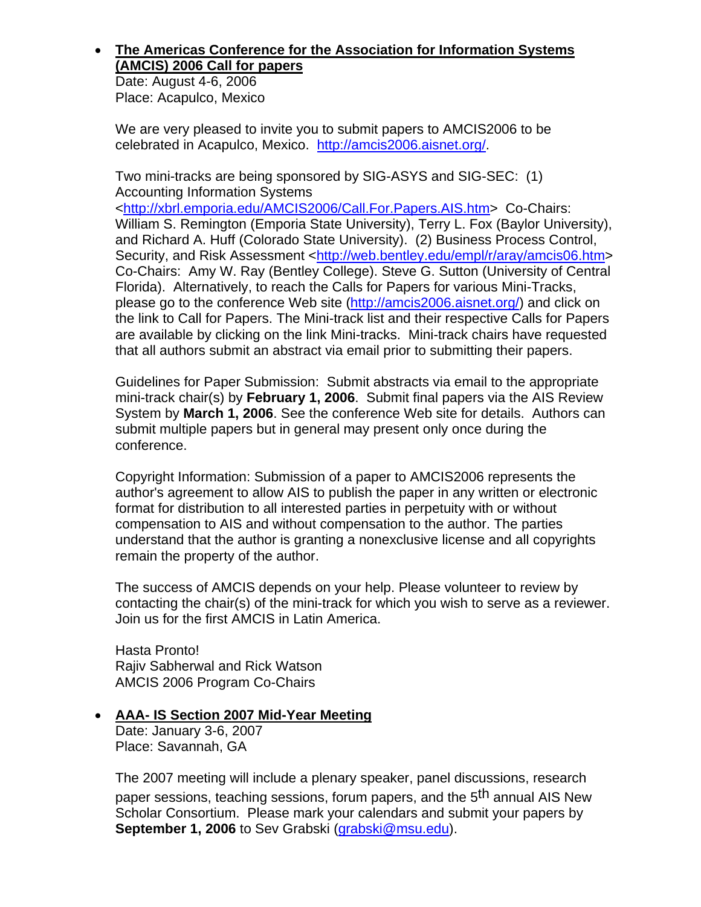- **The Americas Conference for the Association for Information Systems (AMCIS) 2006 Call for papers**
  Date: August 4-6, 2006
  Place: Acapulco, Mexico

  We are very pleased to invite you to submit papers to AMCIS2006 to be celebrated in Acapulco, Mexico. http://amcis2006.aisnet.org/.

  Two mini-tracks are being sponsored by SIG-ASYS and SIG-SEC: (1) Accounting Information Systems <http://xbrl.emporia.edu/AMCIS2006/Call.For.Papers.AIS.htm> Co-Chairs: William S. Remington (Emporia State University), Terry L. Fox (Baylor University), and Richard A. Huff (Colorado State University). (2) Business Process Control, Security, and Risk Assessment <http://web.bentley.edu/empl/r/aray/amcis06.htm> Co-Chairs: Amy W. Ray (Bentley College). Steve G. Sutton (University of Central Florida). Alternatively, to reach the Calls for Papers for various Mini-Tracks, please go to the conference Web site (http://amcis2006.aisnet.org/) and click on the link to Call for Papers. The Mini-track list and their respective Calls for Papers are available by clicking on the link Mini-tracks. Mini-track chairs have requested that all authors submit an abstract via email prior to submitting their papers.

  Guidelines for Paper Submission: Submit abstracts via email to the appropriate mini-track chair(s) by **February 1, 2006**. Submit final papers via the AIS Review System by **March 1, 2006**. See the conference Web site for details. Authors can submit multiple papers but in general may present only once during the conference.

  Copyright Information: Submission of a paper to AMCIS2006 represents the author's agreement to allow AIS to publish the paper in any written or electronic format for distribution to all interested parties in perpetuity with or without compensation to AIS and without compensation to the author. The parties understand that the author is granting a nonexclusive license and all copyrights remain the property of the author.

  The success of AMCIS depends on your help. Please volunteer to review by contacting the chair(s) of the mini-track for which you wish to serve as a reviewer. Join us for the first AMCIS in Latin America.

  Hasta Pronto!
  Rajiv Sabherwal and Rick Watson
  AMCIS 2006 Program Co-Chairs

- **AAA- IS Section 2007 Mid-Year Meeting**
  Date: January 3-6, 2007
  Place: Savannah, GA

  The 2007 meeting will include a plenary speaker, panel discussions, research paper sessions, teaching sessions, forum papers, and the $5^{th}$ annual AIS New Scholar Consortium. Please mark your calendars and submit your papers by **September 1, 2006** to Sev Grabski (grabski@msu.edu).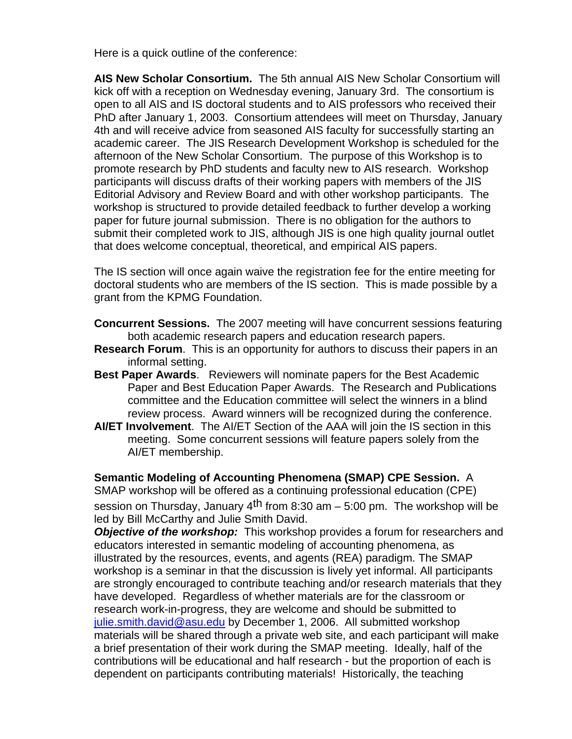Here is a quick outline of the conference:

**AIS New Scholar Consortium.** The 5th annual AIS New Scholar Consortium will kick off with a reception on Wednesday evening, January 3rd. The consortium is open to all AIS and IS doctoral students and to AIS professors who received their PhD after January 1, 2003. Consortium attendees will meet on Thursday, January 4th and will receive advice from seasoned AIS faculty for successfully starting an academic career. The JIS Research Development Workshop is scheduled for the afternoon of the New Scholar Consortium. The purpose of this Workshop is to promote research by PhD students and faculty new to AIS research. Workshop participants will discuss drafts of their working papers with members of the JIS Editorial Advisory and Review Board and with other workshop participants. The workshop is structured to provide detailed feedback to further develop a working paper for future journal submission. There is no obligation for the authors to submit their completed work to JIS, although JIS is one high quality journal outlet that does welcome conceptual, theoretical, and empirical AIS papers.

The IS section will once again waive the registration fee for the entire meeting for doctoral students who are members of the IS section. This is made possible by a grant from the KPMG Foundation.

**Concurrent Sessions.** The 2007 meeting will have concurrent sessions featuring both academic research papers and education research papers.

**Research Forum**. This is an opportunity for authors to discuss their papers in an informal setting.

**Best Paper Awards**. Reviewers will nominate papers for the Best Academic Paper and Best Education Paper Awards. The Research and Publications committee and the Education committee will select the winners in a blind review process. Award winners will be recognized during the conference.

**AI/ET Involvement**. The AI/ET Section of the AAA will join the IS section in this meeting. Some concurrent sessions will feature papers solely from the AI/ET membership.

**Semantic Modeling of Accounting Phenomena (SMAP) CPE Session.** A SMAP workshop will be offered as a continuing professional education (CPE) session on Thursday, January 4th from 8:30 am – 5:00 pm. The workshop will be led by Bill McCarthy and Julie Smith David.

***Objective of the workshop:*** This workshop provides a forum for researchers and educators interested in semantic modeling of accounting phenomena, as illustrated by the resources, events, and agents (REA) paradigm. The SMAP workshop is a seminar in that the discussion is lively yet informal. All participants are strongly encouraged to contribute teaching and/or research materials that they have developed. Regardless of whether materials are for the classroom or research work-in-progress, they are welcome and should be submitted to julie.smith.david@asu.edu by December 1, 2006. All submitted workshop materials will be shared through a private web site, and each participant will make a brief presentation of their work during the SMAP meeting. Ideally, half of the contributions will be educational and half research - but the proportion of each is dependent on participants contributing materials! Historically, the teaching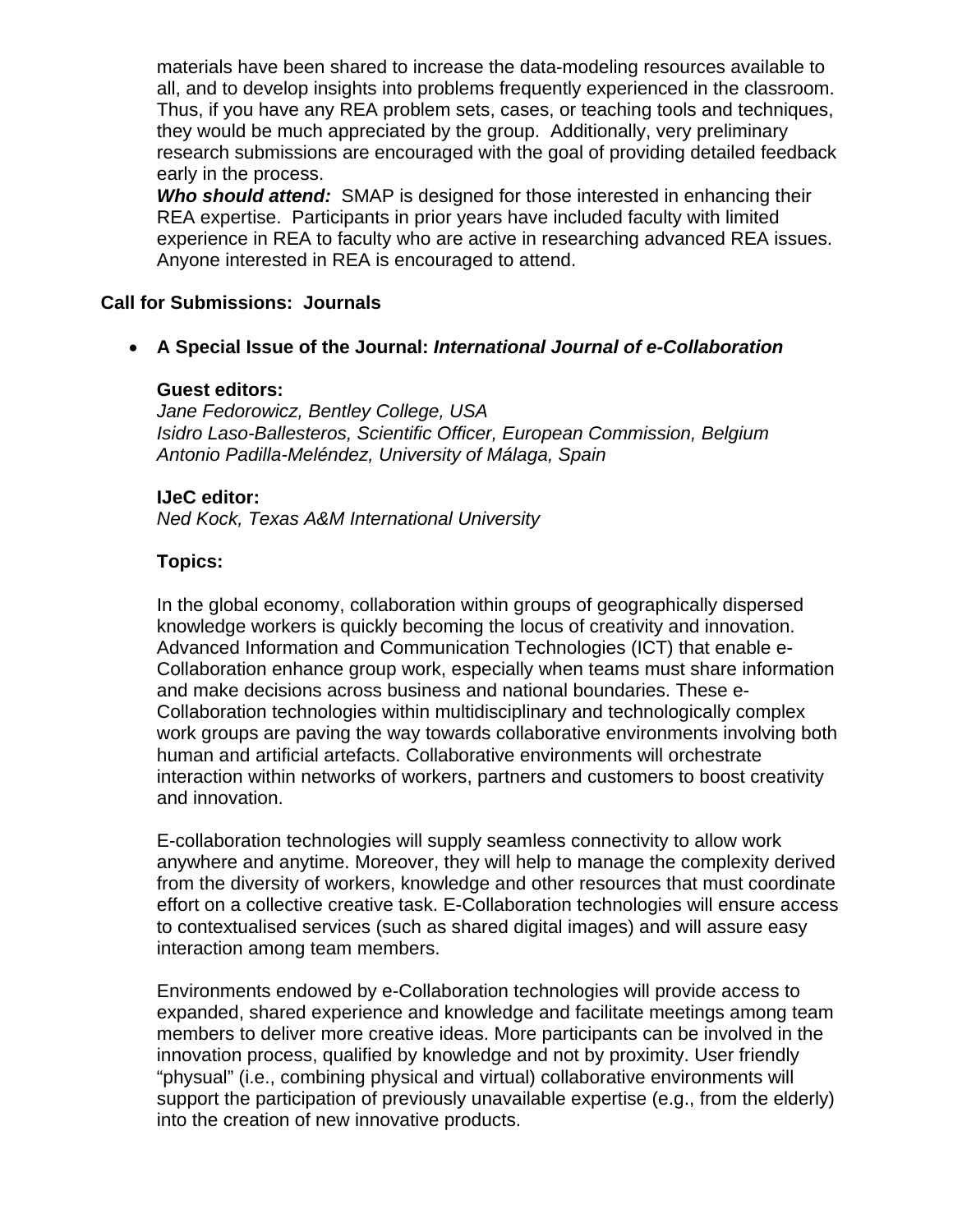materials have been shared to increase the data-modeling resources available to all, and to develop insights into problems frequently experienced in the classroom. Thus, if you have any REA problem sets, cases, or teaching tools and techniques, they would be much appreciated by the group. Additionally, very preliminary research submissions are encouraged with the goal of providing detailed feedback early in the process.

***Who should attend:*** SMAP is designed for those interested in enhancing their REA expertise. Participants in prior years have included faculty with limited experience in REA to faculty who are active in researching advanced REA issues. Anyone interested in REA is encouraged to attend.

**Call for Submissions: Journals**

- **A Special Issue of the Journal: *International Journal of e-Collaboration***

  **Guest editors:**
  *Jane Fedorowicz, Bentley College, USA*
  *Isidro Laso-Ballesteros, Scientific Officer, European Commission, Belgium*
  *Antonio Padilla-Meléndez, University of Málaga, Spain*

  **IJeC editor:**
  *Ned Kock, Texas A&M International University*

  **Topics:**

  In the global economy, collaboration within groups of geographically dispersed knowledge workers is quickly becoming the locus of creativity and innovation. Advanced Information and Communication Technologies (ICT) that enable e-Collaboration enhance group work, especially when teams must share information and make decisions across business and national boundaries. These e-Collaboration technologies within multidisciplinary and technologically complex work groups are paving the way towards collaborative environments involving both human and artificial artefacts. Collaborative environments will orchestrate interaction within networks of workers, partners and customers to boost creativity and innovation.

  E-collaboration technologies will supply seamless connectivity to allow work anywhere and anytime. Moreover, they will help to manage the complexity derived from the diversity of workers, knowledge and other resources that must coordinate effort on a collective creative task. E-Collaboration technologies will ensure access to contextualised services (such as shared digital images) and will assure easy interaction among team members.

  Environments endowed by e-Collaboration technologies will provide access to expanded, shared experience and knowledge and facilitate meetings among team members to deliver more creative ideas. More participants can be involved in the innovation process, qualified by knowledge and not by proximity. User friendly "physual" (i.e., combining physical and virtual) collaborative environments will support the participation of previously unavailable expertise (e.g., from the elderly) into the creation of new innovative products.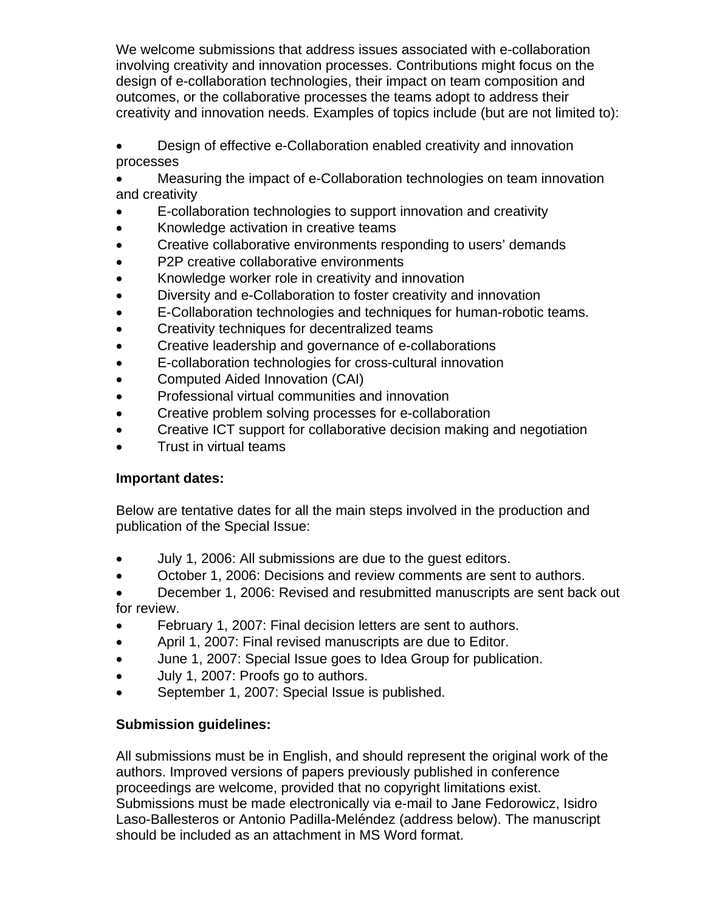We welcome submissions that address issues associated with e-collaboration involving creativity and innovation processes. Contributions might focus on the design of e-collaboration technologies, their impact on team composition and outcomes, or the collaborative processes the teams adopt to address their creativity and innovation needs. Examples of topics include (but are not limited to):

- Design of effective e-Collaboration enabled creativity and innovation processes
- Measuring the impact of e-Collaboration technologies on team innovation and creativity
- E-collaboration technologies to support innovation and creativity
- Knowledge activation in creative teams
- Creative collaborative environments responding to users' demands
- P2P creative collaborative environments
- Knowledge worker role in creativity and innovation
- Diversity and e-Collaboration to foster creativity and innovation
- E-Collaboration technologies and techniques for human-robotic teams.
- Creativity techniques for decentralized teams
- Creative leadership and governance of e-collaborations
- E-collaboration technologies for cross-cultural innovation
- Computed Aided Innovation (CAI)
- Professional virtual communities and innovation
- Creative problem solving processes for e-collaboration
- Creative ICT support for collaborative decision making and negotiation
- Trust in virtual teams

**Important dates:**

Below are tentative dates for all the main steps involved in the production and publication of the Special Issue:

- July 1, 2006: All submissions are due to the guest editors.
- October 1, 2006: Decisions and review comments are sent to authors.
- December 1, 2006: Revised and resubmitted manuscripts are sent back out for review.
- February 1, 2007: Final decision letters are sent to authors.
- April 1, 2007: Final revised manuscripts are due to Editor.
- June 1, 2007: Special Issue goes to Idea Group for publication.
- July 1, 2007: Proofs go to authors.
- September 1, 2007: Special Issue is published.

**Submission guidelines:**

All submissions must be in English, and should represent the original work of the authors. Improved versions of papers previously published in conference proceedings are welcome, provided that no copyright limitations exist. Submissions must be made electronically via e-mail to Jane Fedorowicz, Isidro Laso-Ballesteros or Antonio Padilla-Meléndez (address below). The manuscript should be included as an attachment in MS Word format.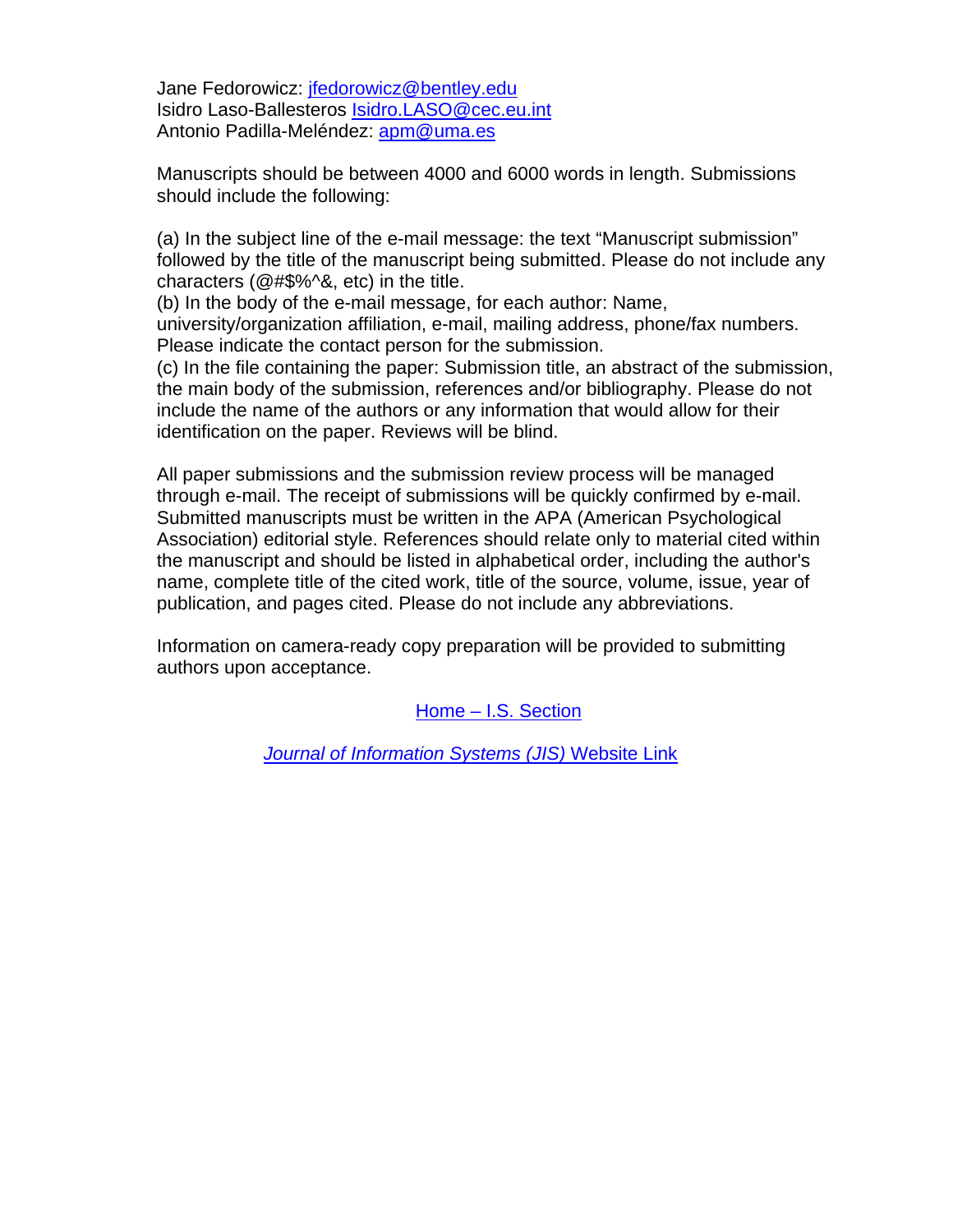Jane Fedorowicz: [jfedorowicz@bentley.edu](mailto:jfedorowicz@bentley.edu)
Isidro Laso-Ballesteros [Isidro.LASO@cec.eu.int](mailto:Isidro.LASO@cec.eu.int)
Antonio Padilla-Meléndez: [apm@uma.es](mailto:apm@uma.es)

Manuscripts should be between 4000 and 6000 words in length. Submissions should include the following:

(a) In the subject line of the e-mail message: the text "Manuscript submission" followed by the title of the manuscript being submitted. Please do not include any characters (@#$%^&, etc) in the title.
(b) In the body of the e-mail message, for each author: Name, university/organization affiliation, e-mail, mailing address, phone/fax numbers. Please indicate the contact person for the submission.
(c) In the file containing the paper: Submission title, an abstract of the submission, the main body of the submission, references and/or bibliography. Please do not include the name of the authors or any information that would allow for their identification on the paper. Reviews will be blind.

All paper submissions and the submission review process will be managed through e-mail. The receipt of submissions will be quickly confirmed by e-mail. Submitted manuscripts must be written in the APA (American Psychological Association) editorial style. References should relate only to material cited within the manuscript and should be listed in alphabetical order, including the author's name, complete title of the cited work, title of the source, volume, issue, year of publication, and pages cited. Please do not include any abbreviations.

Information on camera-ready copy preparation will be provided to submitting authors upon acceptance.

Home – I.S. Section

*Journal of Information Systems (JIS)* Website Link